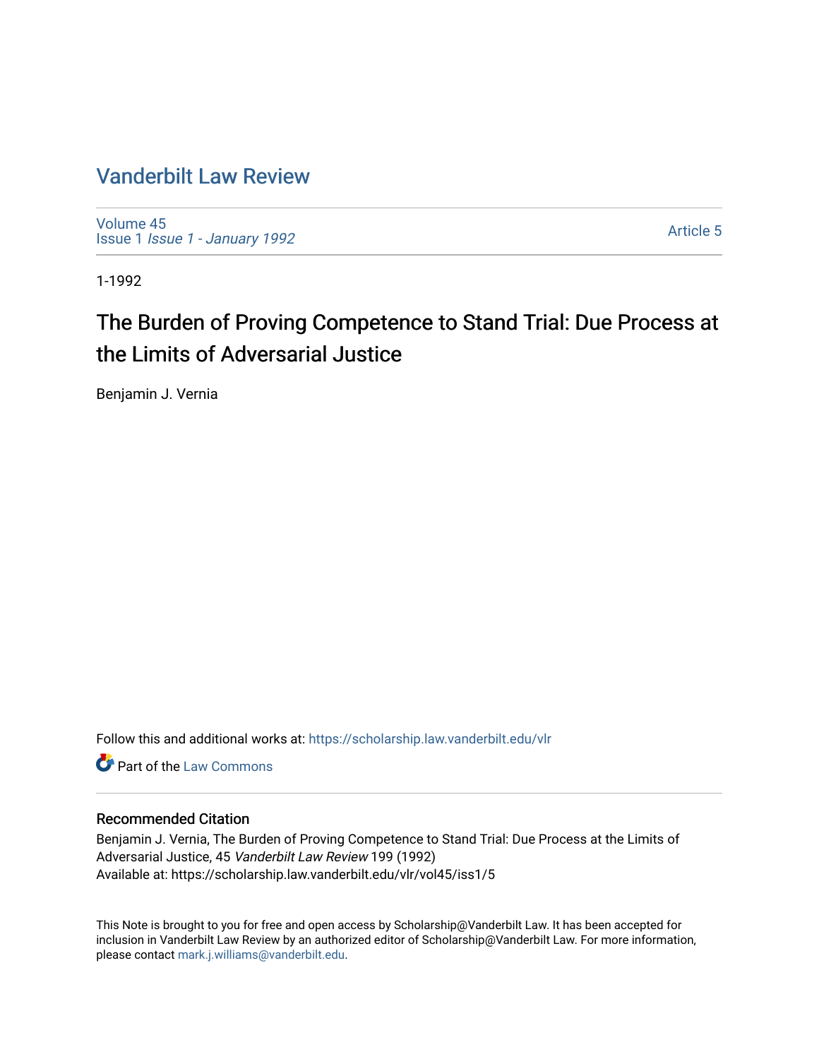# Vanderbilt Law Review

Volume 45
Issue 1 *Issue 1 - January 1992*

Article 5

1-1992

## The Burden of Proving Competence to Stand Trial: Due Process at the Limits of Adversarial Justice

Benjamin J. Vernia

Follow this and additional works at: https://scholarship.law.vanderbilt.edu/vlr

Part of the Law Commons

### Recommended Citation

Benjamin J. Vernia, The Burden of Proving Competence to Stand Trial: Due Process at the Limits of Adversarial Justice, 45 *Vanderbilt Law Review* 199 (1992)
Available at: https://scholarship.law.vanderbilt.edu/vlr/vol45/iss1/5

This Note is brought to you for free and open access by Scholarship@Vanderbilt Law. It has been accepted for inclusion in Vanderbilt Law Review by an authorized editor of Scholarship@Vanderbilt Law. For more information, please contact mark.j.williams@vanderbilt.edu.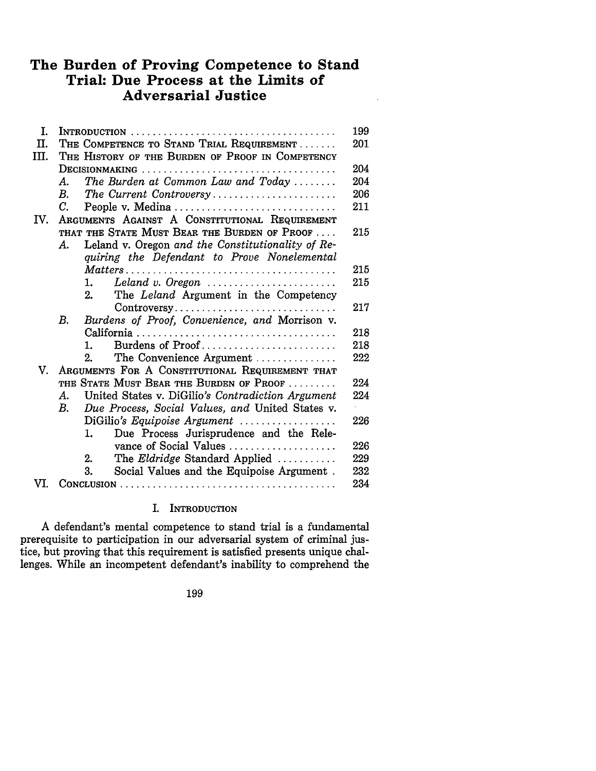# The Burden of Proving Competence to Stand Trial: Due Process at the Limits of Adversarial Justice

| | | |
|---|---|---|
| I. | INTRODUCTION | 199 |
| II. | THE COMPETENCE TO STAND TRIAL REQUIREMENT | 201 |
| III. | THE HISTORY OF THE BURDEN OF PROOF IN COMPETENCY DECISIONMAKING | 204 |
| | A. *The Burden at Common Law and Today* | 204 |
| | B. *The Current Controversy* | 206 |
| | C. People v. Medina | 211 |
| IV. | ARGUMENTS AGAINST A CONSTITUTIONAL REQUIREMENT THAT THE STATE MUST BEAR THE BURDEN OF PROOF | 215 |
| | A. Leland v. Oregon *and the Constitutionality of Requiring the Defendant to Prove Nonelemental Matters* | 215 |
| | 1. *Leland v. Oregon* | 215 |
| | 2. The *Leland* Argument in the Competency Controversy | 217 |
| | B. *Burdens of Proof, Convenience, and* Morrison v. California | 218 |
| | 1. Burdens of Proof | 218 |
| | 2. The Convenience Argument | 222 |
| V. | ARGUMENTS FOR A CONSTITUTIONAL REQUIREMENT THAT THE STATE MUST BEAR THE BURDEN OF PROOF | 224 |
| | A. United States v. DiGilio*'s Contradiction Argument* | 224 |
| | B. *Due Process, Social Values, and* United States v. DiGilio*'s Equipoise Argument* | 226 |
| | 1. Due Process Jurisprudence and the Relevance of Social Values | 226 |
| | 2. The *Eldridge* Standard Applied | 229 |
| | 3. Social Values and the Equipoise Argument | 232 |
| VI. | CONCLUSION | 234 |

## I. INTRODUCTION

A defendant's mental competence to stand trial is a fundamental prerequisite to participation in our adversarial system of criminal justice, but proving that this requirement is satisfied presents unique challenges. While an incompetent defendant's inability to comprehend the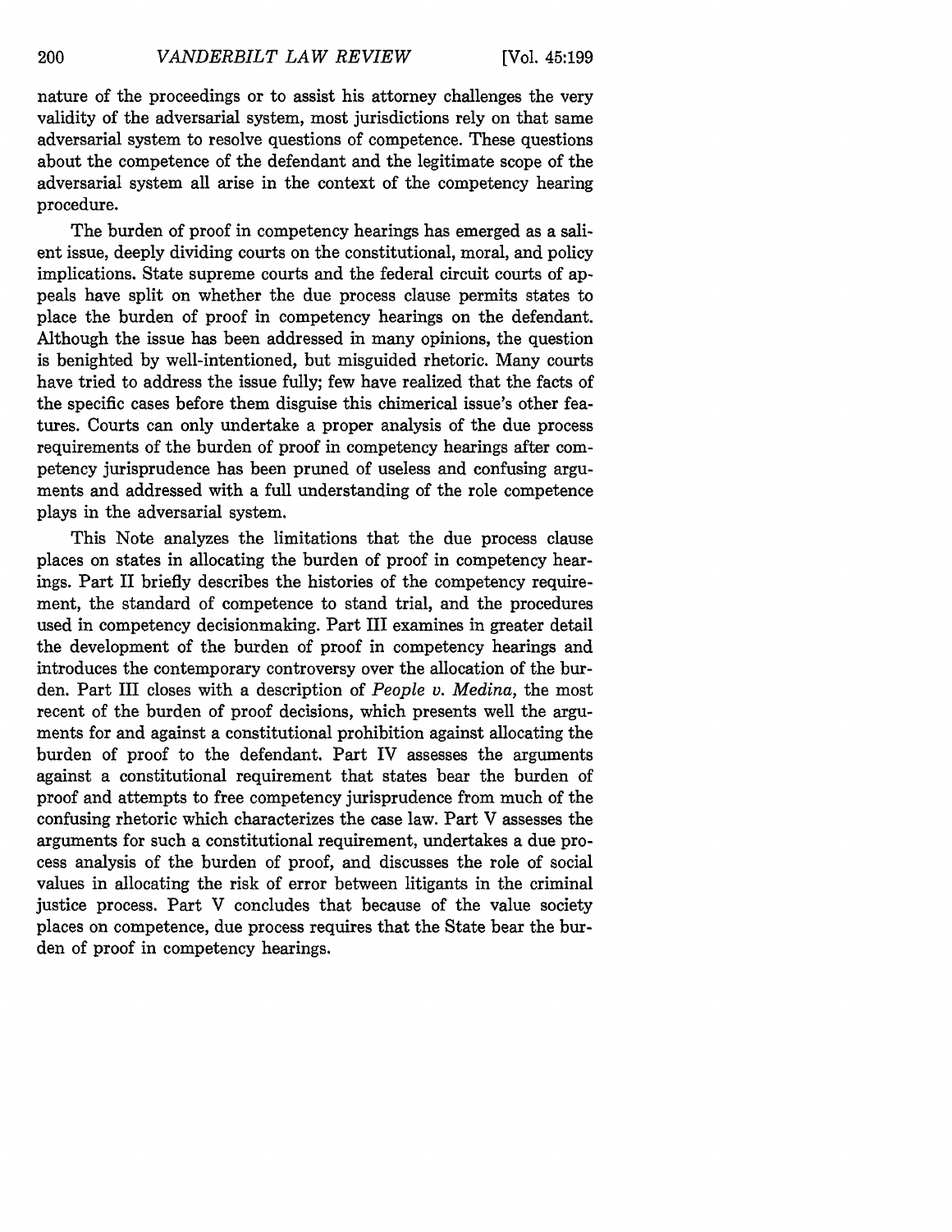nature of the proceedings or to assist his attorney challenges the very validity of the adversarial system, most jurisdictions rely on that same adversarial system to resolve questions of competence. These questions about the competence of the defendant and the legitimate scope of the adversarial system all arise in the context of the competency hearing procedure.

The burden of proof in competency hearings has emerged as a salient issue, deeply dividing courts on the constitutional, moral, and policy implications. State supreme courts and the federal circuit courts of appeals have split on whether the due process clause permits states to place the burden of proof in competency hearings on the defendant. Although the issue has been addressed in many opinions, the question is benighted by well-intentioned, but misguided rhetoric. Many courts have tried to address the issue fully; few have realized that the facts of the specific cases before them disguise this chimerical issue's other features. Courts can only undertake a proper analysis of the due process requirements of the burden of proof in competency hearings after competency jurisprudence has been pruned of useless and confusing arguments and addressed with a full understanding of the role competence plays in the adversarial system.

This Note analyzes the limitations that the due process clause places on states in allocating the burden of proof in competency hearings. Part II briefly describes the histories of the competency requirement, the standard of competence to stand trial, and the procedures used in competency decisionmaking. Part III examines in greater detail the development of the burden of proof in competency hearings and introduces the contemporary controversy over the allocation of the burden. Part III closes with a description of *People v. Medina*, the most recent of the burden of proof decisions, which presents well the arguments for and against a constitutional prohibition against allocating the burden of proof to the defendant. Part IV assesses the arguments against a constitutional requirement that states bear the burden of proof and attempts to free competency jurisprudence from much of the confusing rhetoric which characterizes the case law. Part V assesses the arguments for such a constitutional requirement, undertakes a due process analysis of the burden of proof, and discusses the role of social values in allocating the risk of error between litigants in the criminal justice process. Part V concludes that because of the value society places on competence, due process requires that the State bear the burden of proof in competency hearings.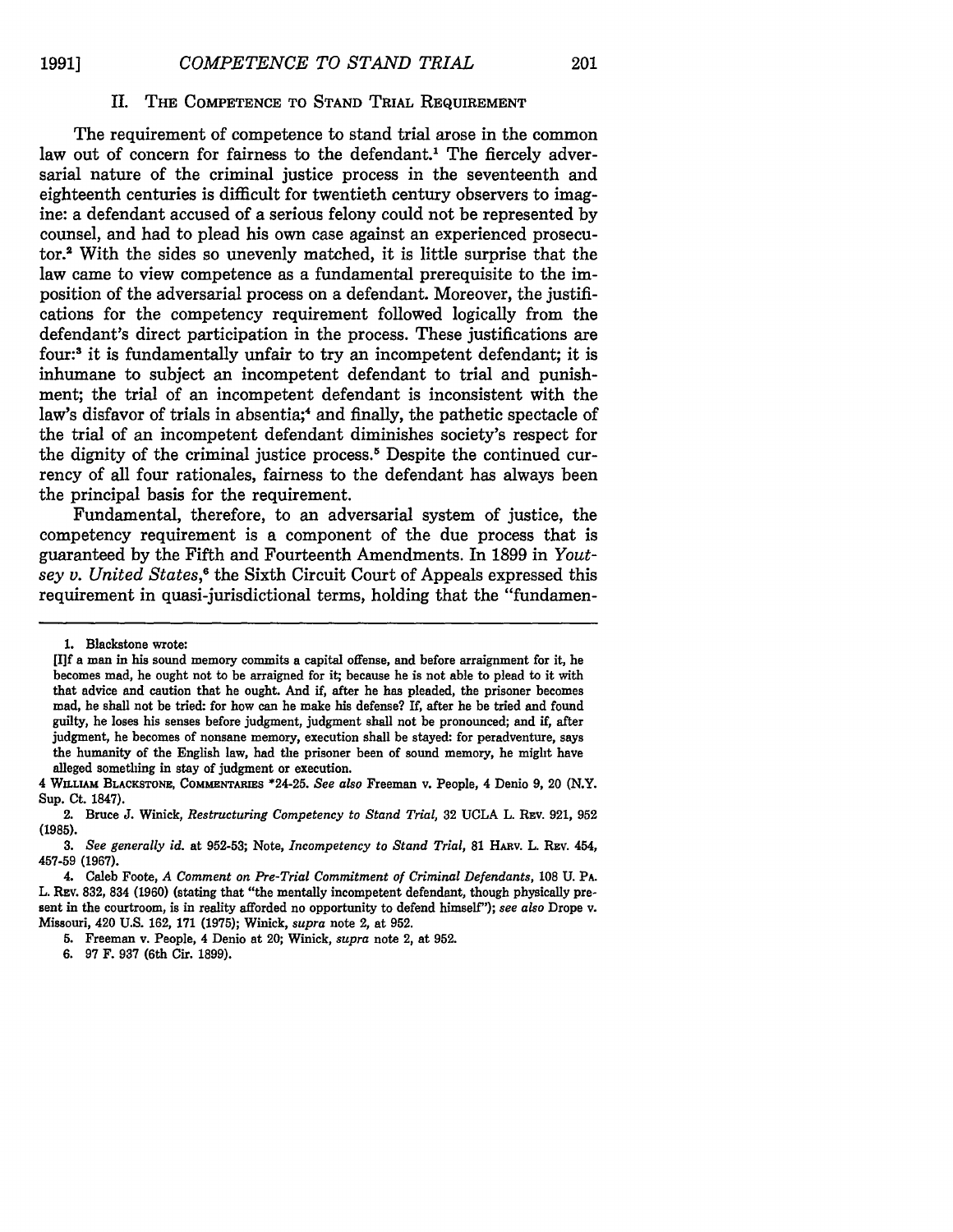## II. The Competence to Stand Trial Requirement

The requirement of competence to stand trial arose in the common law out of concern for fairness to the defendant.[1] The fiercely adversarial nature of the criminal justice process in the seventeenth and eighteenth centuries is difficult for twentieth century observers to imagine: a defendant accused of a serious felony could not be represented by counsel, and had to plead his own case against an experienced prosecutor.[2] With the sides so unevenly matched, it is little surprise that the law came to view competence as a fundamental prerequisite to the imposition of the adversarial process on a defendant. Moreover, the justifications for the competency requirement followed logically from the defendant's direct participation in the process. These justifications are four:[3] it is fundamentally unfair to try an incompetent defendant; it is inhumane to subject an incompetent defendant to trial and punishment; the trial of an incompetent defendant is inconsistent with the law's disfavor of trials in absentia;[4] and finally, the pathetic spectacle of the trial of an incompetent defendant diminishes society's respect for the dignity of the criminal justice process.[5] Despite the continued currency of all four rationales, fairness to the defendant has always been the principal basis for the requirement.

Fundamental, therefore, to an adversarial system of justice, the competency requirement is a component of the due process that is guaranteed by the Fifth and Fourteenth Amendments. In 1899 in *Youtsey v. United States*,[6] the Sixth Circuit Court of Appeals expressed this requirement in quasi-jurisdictional terms, holding that the "fundamen-

---

1. Blackstone wrote:

> [I]f a man in his sound memory commits a capital offense, and before arraignment for it, he becomes mad, he ought not to be arraigned for it; because he is not able to plead to it with that advice and caution that he ought. And if, after he has pleaded, the prisoner becomes mad, he shall not be tried: for how can he make his defense? If, after he be tried and found guilty, he loses his senses before judgment, judgment shall not be pronounced; and if, after judgment, he becomes of nonsane memory, execution shall be stayed: for peradventure, says the humanity of the English law, had the prisoner been of sound memory, he might have alleged something in stay of judgment or execution.

4 William Blackstone, Commentaries *24-25. *See also* Freeman v. People, 4 Denio 9, 20 (N.Y. Sup. Ct. 1847).

2. Bruce J. Winick, *Restructuring Competency to Stand Trial*, 32 UCLA L. Rev. 921, 952 (1985).

3. *See generally id.* at 952-53; Note, *Incompetency to Stand Trial*, 81 Harv. L. Rev. 454, 457-59 (1967).

4. Caleb Foote, *A Comment on Pre-Trial Commitment of Criminal Defendants*, 108 U. Pa. L. Rev. 832, 834 (1960) (stating that "the mentally incompetent defendant, though physically present in the courtroom, is in reality afforded no opportunity to defend himself"); *see also* Drope v. Missouri, 420 U.S. 162, 171 (1975); Winick, *supra* note 2, at 952.

5. Freeman v. People, 4 Denio at 20; Winick, *supra* note 2, at 952.

6. 97 F. 937 (6th Cir. 1899).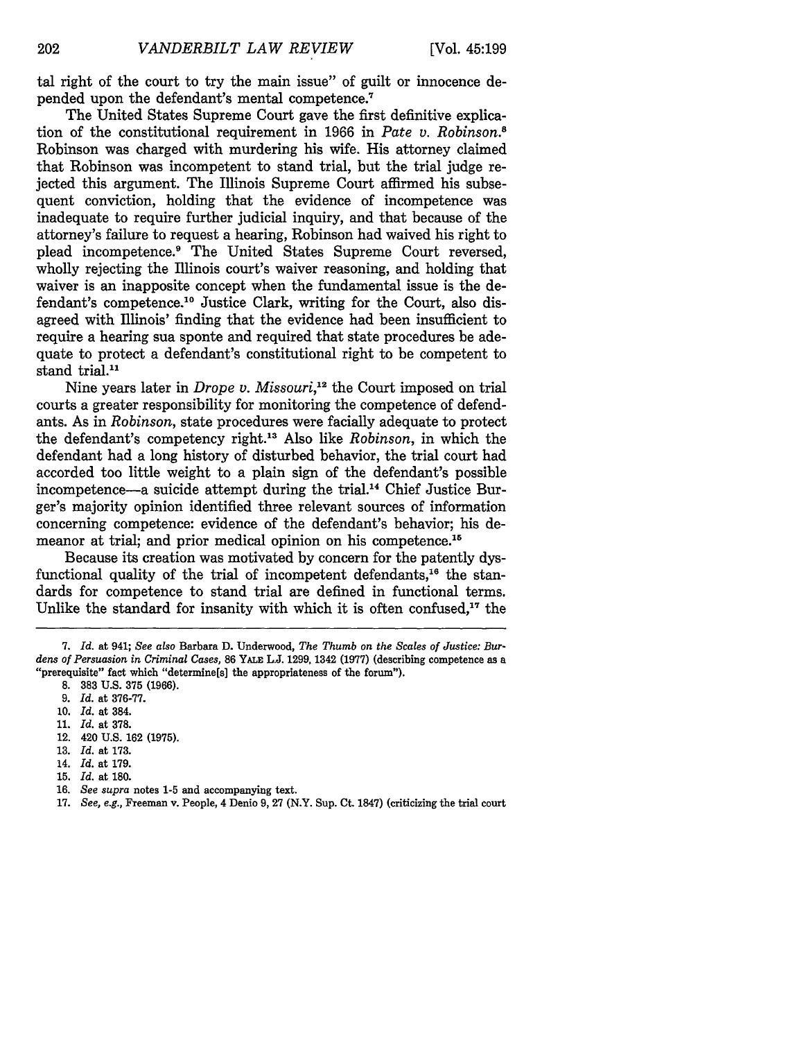tal right of the court to try the main issue" of guilt or innocence depended upon the defendant's mental competence.[7]

The United States Supreme Court gave the first definitive explication of the constitutional requirement in 1966 in *Pate v. Robinson*.[8] Robinson was charged with murdering his wife. His attorney claimed that Robinson was incompetent to stand trial, but the trial judge rejected this argument. The Illinois Supreme Court affirmed his subsequent conviction, holding that the evidence of incompetence was inadequate to require further judicial inquiry, and that because of the attorney's failure to request a hearing, Robinson had waived his right to plead incompetence.[9] The United States Supreme Court reversed, wholly rejecting the Illinois court's waiver reasoning, and holding that waiver is an inapposite concept when the fundamental issue is the defendant's competence.[10] Justice Clark, writing for the Court, also disagreed with Illinois' finding that the evidence had been insufficient to require a hearing sua sponte and required that state procedures be adequate to protect a defendant's constitutional right to be competent to stand trial.[11]

Nine years later in *Drope v. Missouri*,[12] the Court imposed on trial courts a greater responsibility for monitoring the competence of defendants. As in *Robinson*, state procedures were facially adequate to protect the defendant's competency right.[13] Also like *Robinson*, in which the defendant had a long history of disturbed behavior, the trial court had accorded too little weight to a plain sign of the defendant's possible incompetence—a suicide attempt during the trial.[14] Chief Justice Burger's majority opinion identified three relevant sources of information concerning competence: evidence of the defendant's behavior; his demeanor at trial; and prior medical opinion on his competence.[15]

Because its creation was motivated by concern for the patently dysfunctional quality of the trial of incompetent defendants,[16] the standards for competence to stand trial are defined in functional terms. Unlike the standard for insanity with which it is often confused,[17] the

---

7. *Id.* at 941; *See also* Barbara D. Underwood, *The Thumb on the Scales of Justice: Burdens of Persuasion in Criminal Cases*, 86 YALE L.J. 1299, 1342 (1977) (describing competence as a "prerequisite" fact which "determine[s] the appropriateness of the forum").

8. 383 U.S. 375 (1966).

9. *Id.* at 376-77.

10. *Id.* at 384.

11. *Id.* at 378.

12. 420 U.S. 162 (1975).

13. *Id.* at 173.

14. *Id.* at 179.

15. *Id.* at 180.

16. *See supra* notes 1-5 and accompanying text.

17. *See, e.g.*, Freeman v. People, 4 Denio 9, 27 (N.Y. Sup. Ct. 1847) (criticizing the trial court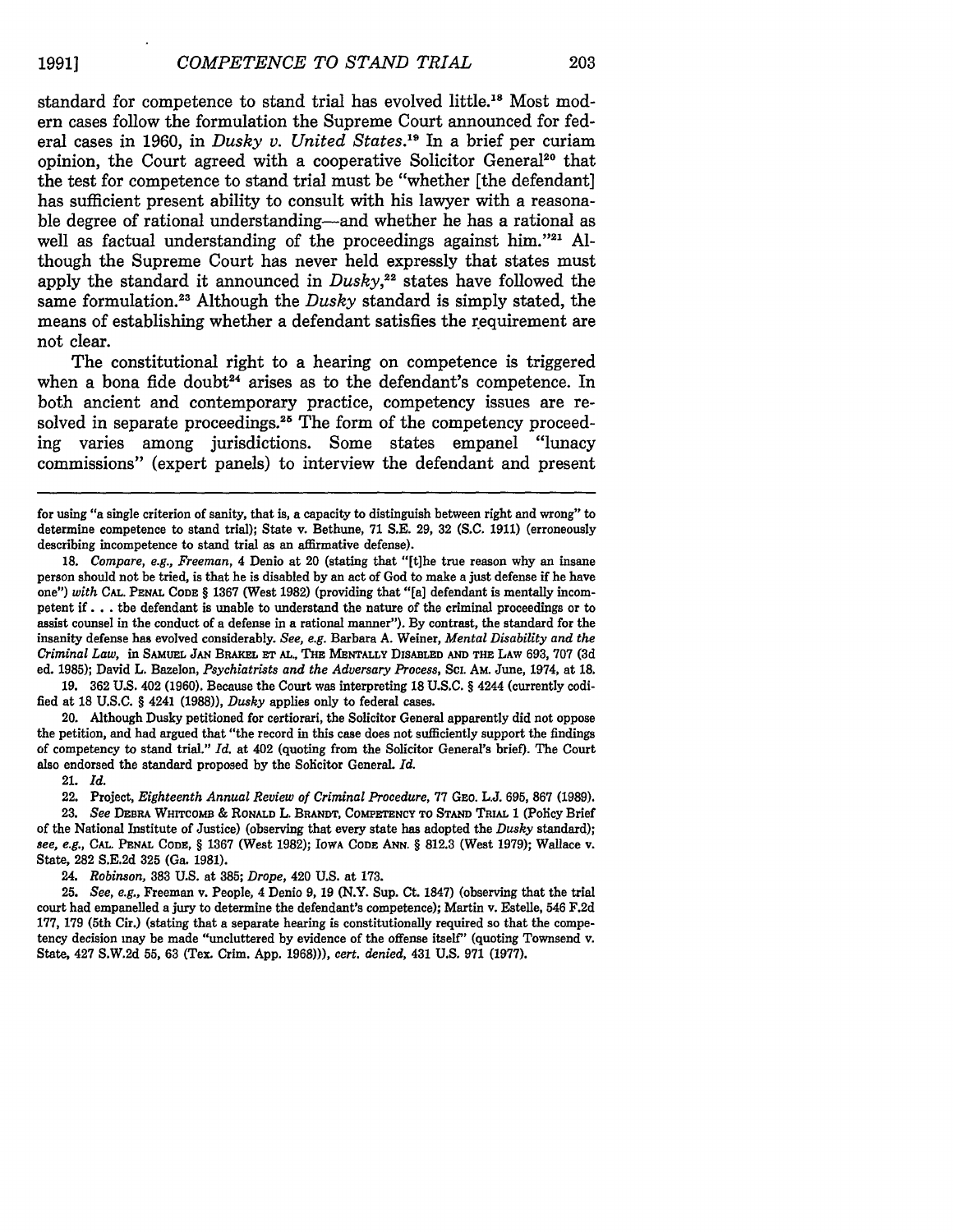standard for competence to stand trial has evolved little.[18] Most modern cases follow the formulation the Supreme Court announced for federal cases in 1960, in *Dusky v. United States*.[19] In a brief per curiam opinion, the Court agreed with a cooperative Solicitor General[20] that the test for competence to stand trial must be "whether [the defendant] has sufficient present ability to consult with his lawyer with a reasonable degree of rational understanding—and whether he has a rational as well as factual understanding of the proceedings against him."[21] Although the Supreme Court has never held expressly that states must apply the standard it announced in *Dusky*,[22] states have followed the same formulation.[23] Although the *Dusky* standard is simply stated, the means of establishing whether a defendant satisfies the requirement are not clear.

The constitutional right to a hearing on competence is triggered when a bona fide doubt[24] arises as to the defendant's competence. In both ancient and contemporary practice, competency issues are resolved in separate proceedings.[25] The form of the competency proceeding varies among jurisdictions. Some states empanel "lunacy commissions" (expert panels) to interview the defendant and present

---

for using "a single criterion of sanity, that is, a capacity to distinguish between right and wrong" to determine competence to stand trial); State v. Bethune, 71 S.E. 29, 32 (S.C. 1911) (erroneously describing incompetence to stand trial as an affirmative defense).

18. *Compare, e.g., Freeman*, 4 Denio at 20 (stating that "[t]he true reason why an insane person should not be tried, is that he is disabled by an act of God to make a just defense if he have one") *with* CAL. PENAL CODE § 1367 (West 1982) (providing that "[a] defendant is mentally incompetent if . . . the defendant is unable to understand the nature of the criminal proceedings or to assist counsel in the conduct of a defense in a rational manner"). By contrast, the standard for the insanity defense has evolved considerably. *See, e.g.* Barbara A. Weiner, *Mental Disability and the Criminal Law*, in SAMUEL JAN BRAKEL ET AL., THE MENTALLY DISABLED AND THE LAW 693, 707 (3d ed. 1985); David L. Bazelon, *Psychiatrists and the Adversary Process*, SCI. AM. June, 1974, at 18.

19. 362 U.S. 402 (1960). Because the Court was interpreting 18 U.S.C. § 4244 (currently codified at 18 U.S.C. § 4241 (1988)), *Dusky* applies only to federal cases.

20. Although Dusky petitioned for certiorari, the Solicitor General apparently did not oppose the petition, and had argued that "the record in this case does not sufficiently support the findings of competency to stand trial." *Id.* at 402 (quoting from the Solicitor General's brief). The Court also endorsed the standard proposed by the Solicitor General. *Id.*

21. *Id.*

22. Project, *Eighteenth Annual Review of Criminal Procedure*, 77 GEO. L.J. 695, 867 (1989).

23. *See* DEBRA WHITCOMB & RONALD L. BRANDT, COMPETENCY TO STAND TRIAL 1 (Policy Brief of the National Institute of Justice) (observing that every state has adopted the *Dusky* standard); *see, e.g.*, CAL. PENAL CODE, § 1367 (West 1982); IOWA CODE ANN. § 812.3 (West 1979); Wallace v. State, 282 S.E.2d 325 (Ga. 1981).

24. *Robinson*, 383 U.S. at 385; *Drope*, 420 U.S. at 173.

25. *See, e.g.*, Freeman v. People, 4 Denio 9, 19 (N.Y. Sup. Ct. 1847) (observing that the trial court had empanelled a jury to determine the defendant's competence); Martin v. Estelle, 546 F.2d 177, 179 (5th Cir.) (stating that a separate hearing is constitutionally required so that the competency decision may be made "uncluttered by evidence of the offense itself" (quoting Townsend v. State, 427 S.W.2d 55, 63 (Tex. Crim. App. 1968))), *cert. denied*, 431 U.S. 971 (1977).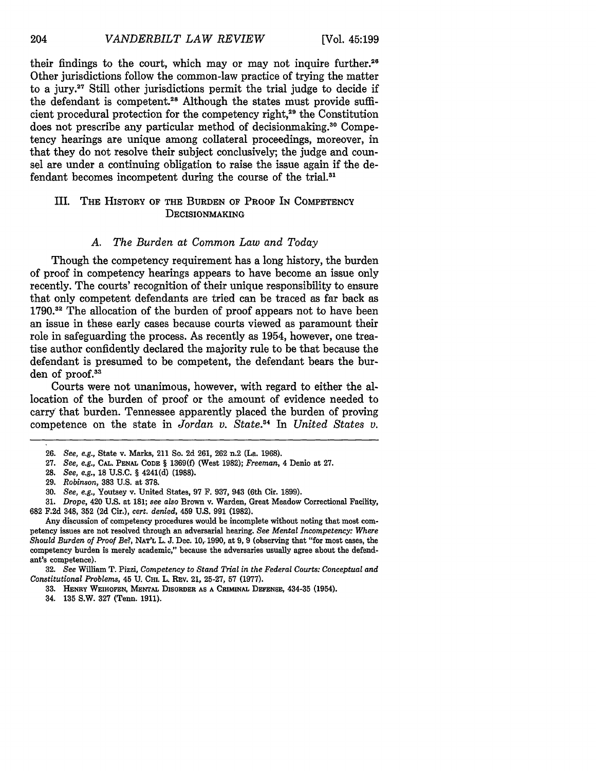their findings to the court, which may or may not inquire further.[26] Other jurisdictions follow the common-law practice of trying the matter to a jury.[27] Still other jurisdictions permit the trial judge to decide if the defendant is competent.[28] Although the states must provide sufficient procedural protection for the competency right,[29] the Constitution does not prescribe any particular method of decisionmaking.[30] Competency hearings are unique among collateral proceedings, moreover, in that they do not resolve their subject conclusively; the judge and counsel are under a continuing obligation to raise the issue again if the defendant becomes incompetent during the course of the trial.[31]

## III. The History of the Burden of Proof In Competency Decisionmaking

### A. *The Burden at Common Law and Today*

Though the competency requirement has a long history, the burden of proof in competency hearings appears to have become an issue only recently. The courts' recognition of their unique responsibility to ensure that only competent defendants are tried can be traced as far back as 1790.[32] The allocation of the burden of proof appears not to have been an issue in these early cases because courts viewed as paramount their role in safeguarding the process. As recently as 1954, however, one treatise author confidently declared the majority rule to be that because the defendant is presumed to be competent, the defendant bears the burden of proof.[33]

Courts were not unanimous, however, with regard to either the allocation of the burden of proof or the amount of evidence needed to carry that burden. Tennessee apparently placed the burden of proving competence on the state in *Jordan v. State*.[34] In *United States v.*

26. *See, e.g.*, State v. Marks, 211 So. 2d 261, 262 n.2 (La. 1968).

27. *See, e.g.*, Cal. Penal Code § 1369(f) (West 1982); *Freeman*, 4 Denio at 27.

28. *See, e.g.*, 18 U.S.C. § 4241(d) (1988).

29. *Robinson*, 383 U.S. at 378.

30. *See, e.g.*, Youtsey v. United States, 97 F. 937, 943 (6th Cir. 1899).

31. *Drope*, 420 U.S. at 181; *see also* Brown v. Warden, Great Meadow Correctional Facility, 682 F.2d 348, 352 (2d Cir.), *cert. denied*, 459 U.S. 991 (1982).

Any discussion of competency procedures would be incomplete without noting that most competency issues are not resolved through an adversarial hearing. *See Mental Incompetency: Where Should Burden of Proof Be?*, Nat'l L. J. Dec. 10, 1990, at 9, 9 (observing that "for most cases, the competency burden is merely academic," because the adversaries usually agree about the defendant's competence).

32. *See* William T. Pizzi, *Competency to Stand Trial in the Federal Courts: Conceptual and Constitutional Problems*, 45 U. Chi. L. Rev. 21, 25-27, 57 (1977).

33. Henry Weihofen, Mental Disorder as a Criminal Defense, 434-35 (1954).

34. 135 S.W. 327 (Tenn. 1911).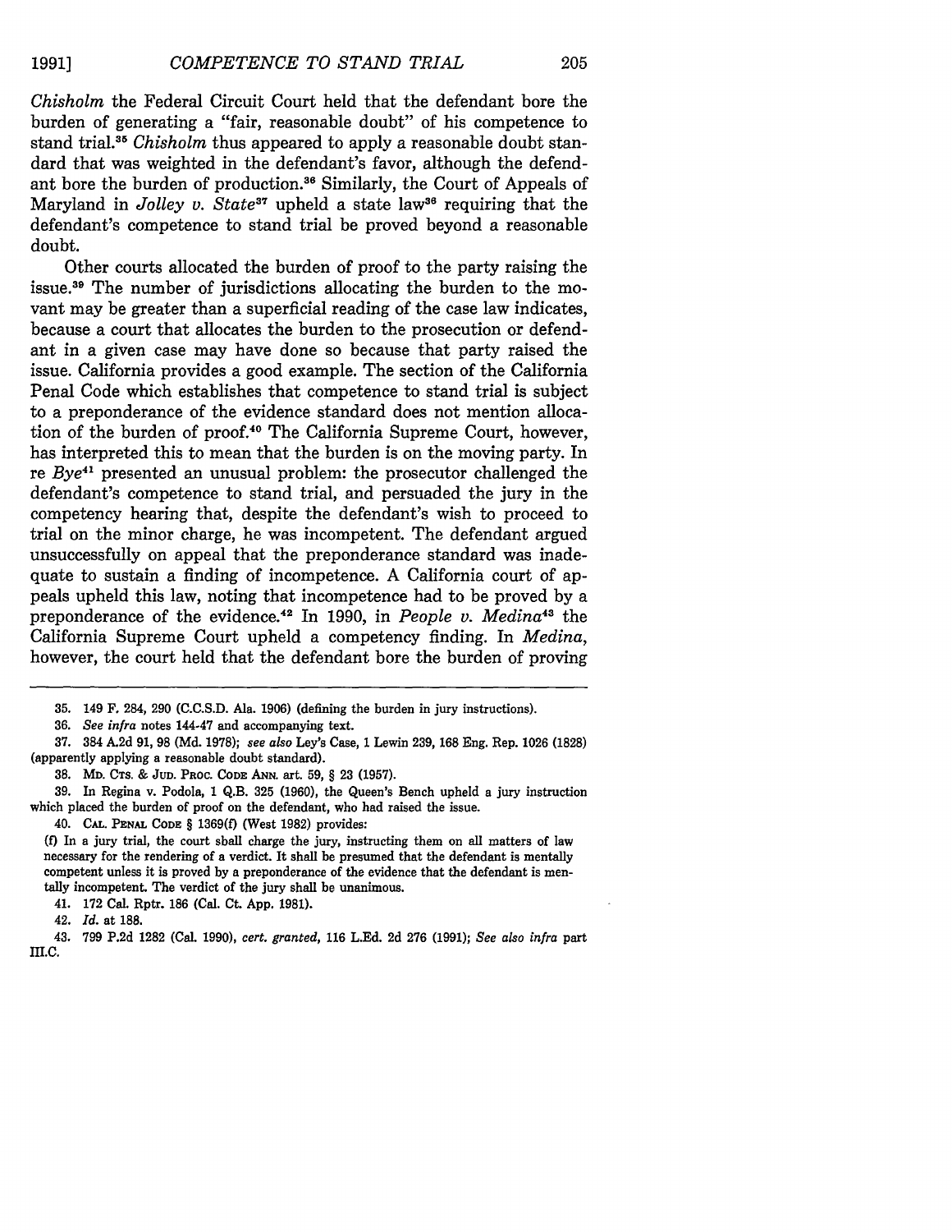*Chisholm* the Federal Circuit Court held that the defendant bore the burden of generating a "fair, reasonable doubt" of his competence to stand trial.[35] *Chisholm* thus appeared to apply a reasonable doubt standard that was weighted in the defendant's favor, although the defendant bore the burden of production.[36] Similarly, the Court of Appeals of Maryland in *Jolley v. State*[37] upheld a state law[38] requiring that the defendant's competence to stand trial be proved beyond a reasonable doubt.

Other courts allocated the burden of proof to the party raising the issue.[39] The number of jurisdictions allocating the burden to the movant may be greater than a superficial reading of the case law indicates, because a court that allocates the burden to the prosecution or defendant in a given case may have done so because that party raised the issue. California provides a good example. The section of the California Penal Code which establishes that competence to stand trial is subject to a preponderance of the evidence standard does not mention allocation of the burden of proof.[40] The California Supreme Court, however, has interpreted this to mean that the burden is on the moving party. In re *Bye*[41] presented an unusual problem: the prosecutor challenged the defendant's competence to stand trial, and persuaded the jury in the competency hearing that, despite the defendant's wish to proceed to trial on the minor charge, he was incompetent. The defendant argued unsuccessfully on appeal that the preponderance standard was inadequate to sustain a finding of incompetence. A California court of appeals upheld this law, noting that incompetence had to be proved by a preponderance of the evidence.[42] In 1990, in *People v. Medina*[43] the California Supreme Court upheld a competency finding. In *Medina*, however, the court held that the defendant bore the burden of proving

---

35. 149 F. 284, 290 (C.C.S.D. Ala. 1906) (defining the burden in jury instructions).

36. *See infra* notes 144-47 and accompanying text.

37. 384 A.2d 91, 98 (Md. 1978); *see also* Ley's Case, 1 Lewin 239, 168 Eng. Rep. 1026 (1828) (apparently applying a reasonable doubt standard).

38. MD. CTS. & JUD. PROC. CODE ANN. art. 59, § 23 (1957).

39. In Regina v. Podola, 1 Q.B. 325 (1960), the Queen's Bench upheld a jury instruction which placed the burden of proof on the defendant, who had raised the issue.

40. CAL. PENAL CODE § 1369(f) (West 1982) provides:

(f) In a jury trial, the court shall charge the jury, instructing them on all matters of law necessary for the rendering of a verdict. It shall be presumed that the defendant is mentally competent unless it is proved by a preponderance of the evidence that the defendant is mentally incompetent. The verdict of the jury shall be unanimous.

41. 172 Cal. Rptr. 186 (Cal. Ct. App. 1981).

42. *Id.* at 188.

43. 799 P.2d 1282 (Cal. 1990), *cert. granted*, 116 L.Ed. 2d 276 (1991); *See also infra* part III.C.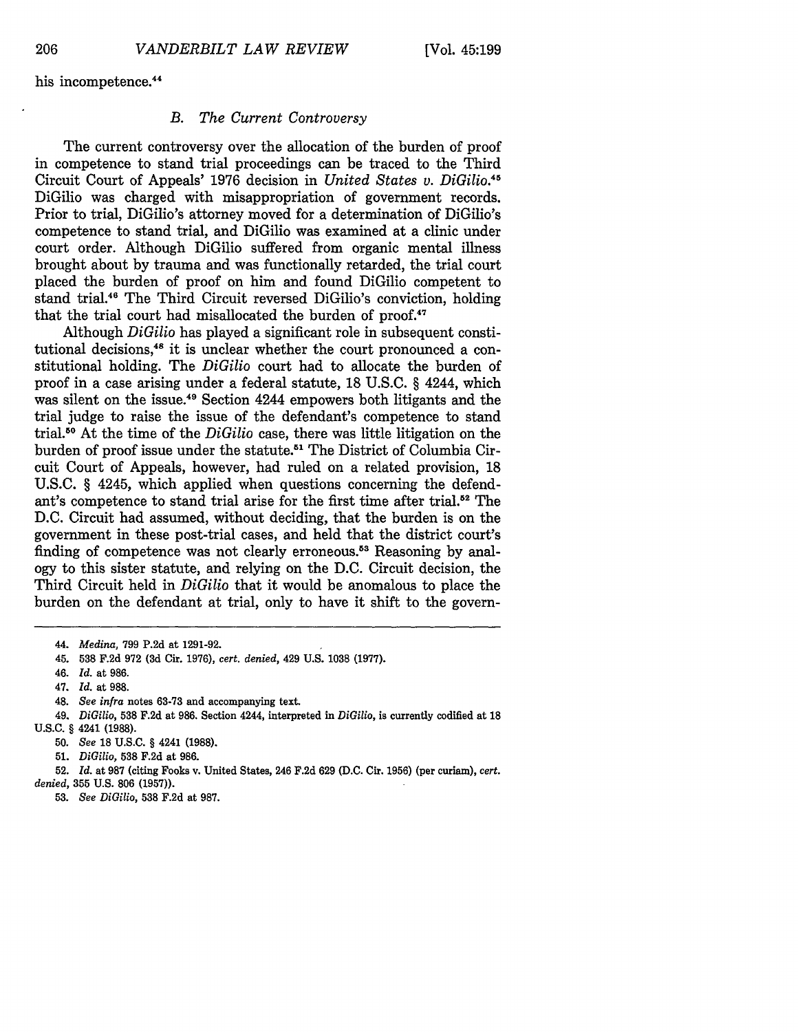his incompetence.[44]

### *B. The Current Controversy*

The current controversy over the allocation of the burden of proof in competence to stand trial proceedings can be traced to the Third Circuit Court of Appeals' 1976 decision in *United States v. DiGilio*.[45] DiGilio was charged with misappropriation of government records. Prior to trial, DiGilio's attorney moved for a determination of DiGilio's competence to stand trial, and DiGilio was examined at a clinic under court order. Although DiGilio suffered from organic mental illness brought about by trauma and was functionally retarded, the trial court placed the burden of proof on him and found DiGilio competent to stand trial.[46] The Third Circuit reversed DiGilio's conviction, holding that the trial court had misallocated the burden of proof.[47]

Although *DiGilio* has played a significant role in subsequent constitutional decisions,[48] it is unclear whether the court pronounced a constitutional holding. The *DiGilio* court had to allocate the burden of proof in a case arising under a federal statute, 18 U.S.C. § 4244, which was silent on the issue.[49] Section 4244 empowers both litigants and the trial judge to raise the issue of the defendant's competence to stand trial.[50] At the time of the *DiGilio* case, there was little litigation on the burden of proof issue under the statute.[51] The District of Columbia Circuit Court of Appeals, however, had ruled on a related provision, 18 U.S.C. § 4245, which applied when questions concerning the defendant's competence to stand trial arise for the first time after trial.[52] The D.C. Circuit had assumed, without deciding, that the burden is on the government in these post-trial cases, and held that the district court's finding of competence was not clearly erroneous.[53] Reasoning by analogy to this sister statute, and relying on the D.C. Circuit decision, the Third Circuit held in *DiGilio* that it would be anomalous to place the burden on the defendant at trial, only to have it shift to the govern-

---

44. *Medina*, 799 P.2d at 1291-92.

45. 538 F.2d 972 (3d Cir. 1976), *cert. denied*, 429 U.S. 1038 (1977).

46. *Id.* at 986.

47. *Id.* at 988.

48. *See infra* notes 63-73 and accompanying text.

49. *DiGilio*, 538 F.2d at 986. Section 4244, interpreted in *DiGilio*, is currently codified at 18 U.S.C. § 4241 (1988).

50. *See* 18 U.S.C. § 4241 (1988).

51. *DiGilio*, 538 F.2d at 986.

52. *Id.* at 987 (citing Fooks v. United States, 246 F.2d 629 (D.C. Cir. 1956) (per curiam), *cert. denied*, 355 U.S. 806 (1957)).

53. *See DiGilio*, 538 F.2d at 987.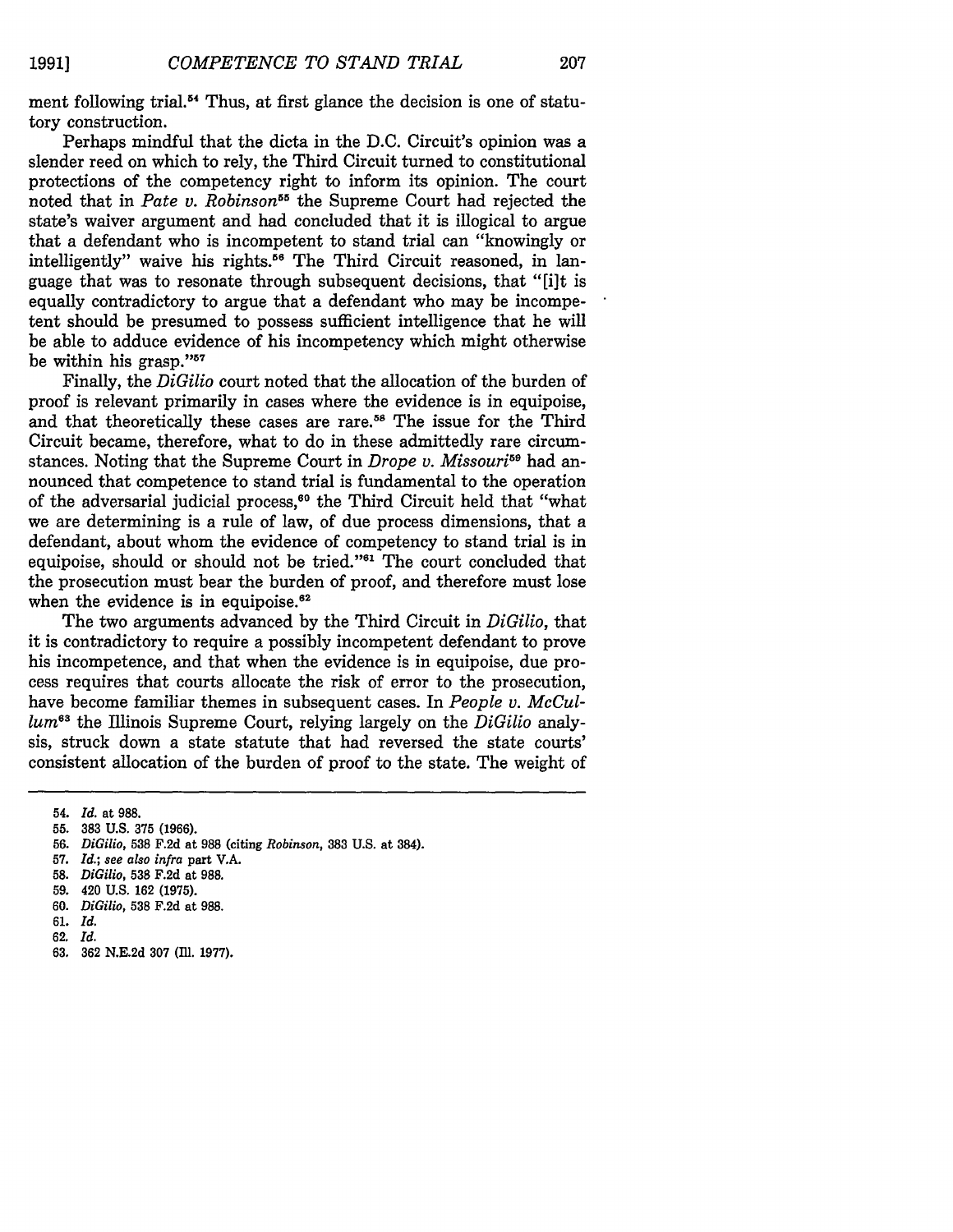ment following trial.[54] Thus, at first glance the decision is one of statutory construction.

Perhaps mindful that the dicta in the D.C. Circuit's opinion was a slender reed on which to rely, the Third Circuit turned to constitutional protections of the competency right to inform its opinion. The court noted that in *Pate v. Robinson*[55] the Supreme Court had rejected the state's waiver argument and had concluded that it is illogical to argue that a defendant who is incompetent to stand trial can "knowingly or intelligently" waive his rights.[56] The Third Circuit reasoned, in language that was to resonate through subsequent decisions, that "[i]t is equally contradictory to argue that a defendant who may be incompetent should be presumed to possess sufficient intelligence that he will be able to adduce evidence of his incompetency which might otherwise be within his grasp."[57]

Finally, the *DiGilio* court noted that the allocation of the burden of proof is relevant primarily in cases where the evidence is in equipoise, and that theoretically these cases are rare.[58] The issue for the Third Circuit became, therefore, what to do in these admittedly rare circumstances. Noting that the Supreme Court in *Drope v. Missouri*[59] had announced that competence to stand trial is fundamental to the operation of the adversarial judicial process,[60] the Third Circuit held that "what we are determining is a rule of law, of due process dimensions, that a defendant, about whom the evidence of competency to stand trial is in equipoise, should or should not be tried."[61] The court concluded that the prosecution must bear the burden of proof, and therefore must lose when the evidence is in equipoise.[62]

The two arguments advanced by the Third Circuit in *DiGilio*, that it is contradictory to require a possibly incompetent defendant to prove his incompetence, and that when the evidence is in equipoise, due process requires that courts allocate the risk of error to the prosecution, have become familiar themes in subsequent cases. In *People v. McCullum*[63] the Illinois Supreme Court, relying largely on the *DiGilio* analysis, struck down a state statute that had reversed the state courts' consistent allocation of the burden of proof to the state. The weight of

---

54. *Id.* at 988.
55. 383 U.S. 375 (1966).
56. *DiGilio*, 538 F.2d at 988 (citing *Robinson*, 383 U.S. at 384).
57. *Id.*; *see also infra* part V.A.
58. *DiGilio*, 538 F.2d at 988.
59. 420 U.S. 162 (1975).
60. *DiGilio*, 538 F.2d at 988.
61. *Id.*
62. *Id.*
63. 362 N.E.2d 307 (Ill. 1977).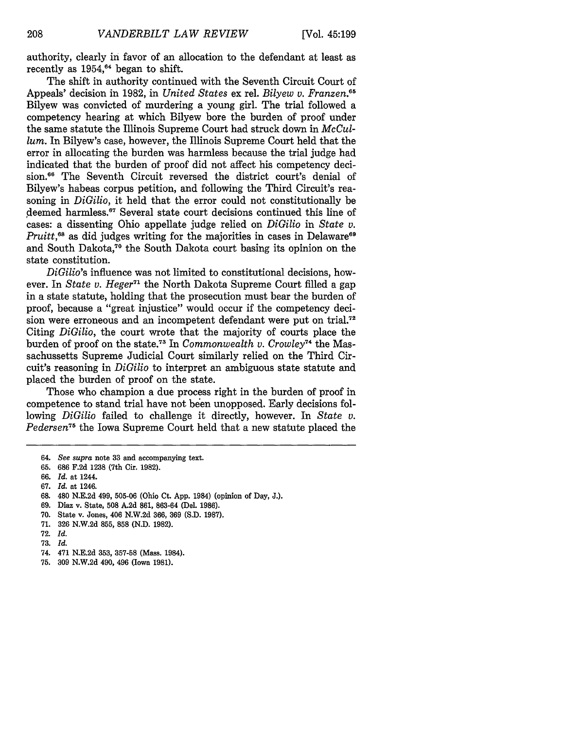authority, clearly in favor of an allocation to the defendant at least as recently as 1954,[64] began to shift.

The shift in authority continued with the Seventh Circuit Court of Appeals' decision in 1982, in *United States* ex rel. *Bilyew v. Franzen*.[65] Bilyew was convicted of murdering a young girl. The trial followed a competency hearing at which Bilyew bore the burden of proof under the same statute the Illinois Supreme Court had struck down in *McCullum*. In Bilyew's case, however, the Illinois Supreme Court held that the error in allocating the burden was harmless because the trial judge had indicated that the burden of proof did not affect his competency decision.[66] The Seventh Circuit reversed the district court's denial of Bilyew's habeas corpus petition, and following the Third Circuit's reasoning in *DiGilio*, it held that the error could not constitutionally be deemed harmless.[67] Several state court decisions continued this line of cases: a dissenting Ohio appellate judge relied on *DiGilio* in *State v. Pruitt*,[68] as did judges writing for the majorities in cases in Delaware[69] and South Dakota,[70] the South Dakota court basing its opinion on the state constitution.

*DiGilio*'s influence was not limited to constitutional decisions, however. In *State v. Heger*[71] the North Dakota Supreme Court filled a gap in a state statute, holding that the prosecution must bear the burden of proof, because a "great injustice" would occur if the competency decision were erroneous and an incompetent defendant were put on trial.[72] Citing *DiGilio*, the court wrote that the majority of courts place the burden of proof on the state.[73] In *Commonwealth v. Crowley*[74] the Massachussetts Supreme Judicial Court similarly relied on the Third Circuit's reasoning in *DiGilio* to interpret an ambiguous state statute and placed the burden of proof on the state.

Those who champion a due process right in the burden of proof in competence to stand trial have not been unopposed. Early decisions following *DiGilio* failed to challenge it directly, however. In *State v. Pedersen*[75] the Iowa Supreme Court held that a new statute placed the

---

64. *See supra* note 33 and accompanying text.
65. 686 F.2d 1238 (7th Cir. 1982).
66. *Id.* at 1244.
67. *Id.* at 1246.
68. 480 N.E.2d 499, 505-06 (Ohio Ct. App. 1984) (opinion of Day, J.).
69. Diaz v. State, 508 A.2d 861, 863-64 (Del. 1986).
70. State v. Jones, 406 N.W.2d 366, 369 (S.D. 1987).
71. 326 N.W.2d 855, 858 (N.D. 1982).
72. *Id.*
73. *Id.*
74. 471 N.E.2d 353, 357-58 (Mass. 1984).
75. 309 N.W.2d 490, 496 (Iowa 1981).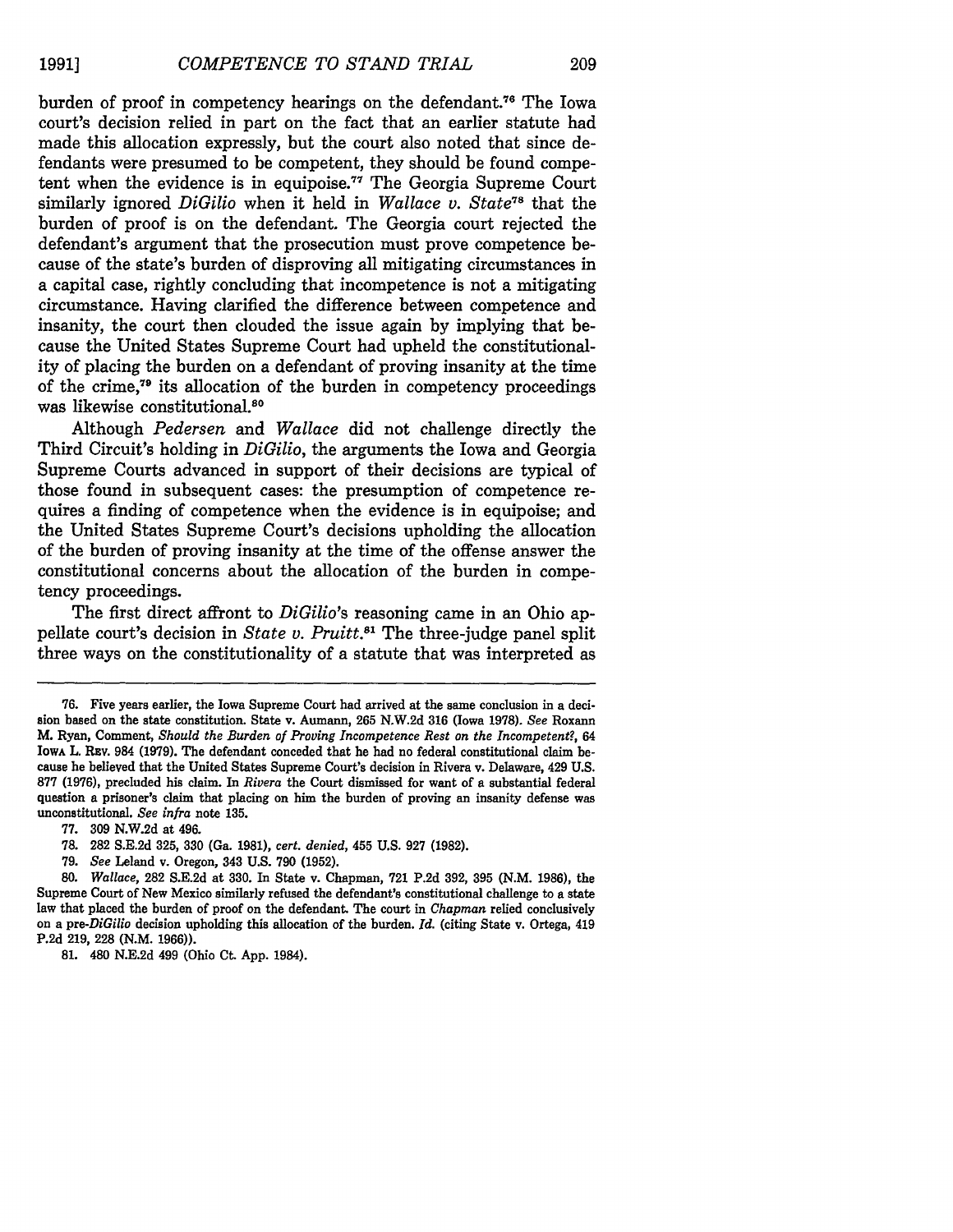burden of proof in competency hearings on the defendant.[76] The Iowa court's decision relied in part on the fact that an earlier statute had made this allocation expressly, but the court also noted that since defendants were presumed to be competent, they should be found competent when the evidence is in equipoise.[77] The Georgia Supreme Court similarly ignored *DiGilio* when it held in *Wallace v. State*[78] that the burden of proof is on the defendant. The Georgia court rejected the defendant's argument that the prosecution must prove competence because of the state's burden of disproving all mitigating circumstances in a capital case, rightly concluding that incompetence is not a mitigating circumstance. Having clarified the difference between competence and insanity, the court then clouded the issue again by implying that because the United States Supreme Court had upheld the constitutionality of placing the burden on a defendant of proving insanity at the time of the crime,[79] its allocation of the burden in competency proceedings was likewise constitutional.[80]

Although *Pedersen* and *Wallace* did not challenge directly the Third Circuit's holding in *DiGilio*, the arguments the Iowa and Georgia Supreme Courts advanced in support of their decisions are typical of those found in subsequent cases: the presumption of competence requires a finding of competence when the evidence is in equipoise; and the United States Supreme Court's decisions upholding the allocation of the burden of proving insanity at the time of the offense answer the constitutional concerns about the allocation of the burden in competency proceedings.

The first direct affront to *DiGilio*'s reasoning came in an Ohio appellate court's decision in *State v. Pruitt*.[81] The three-judge panel split three ways on the constitutionality of a statute that was interpreted as

---

76. Five years earlier, the Iowa Supreme Court had arrived at the same conclusion in a decision based on the state constitution. State v. Aumann, 265 N.W.2d 316 (Iowa 1978). *See* Roxann M. Ryan, Comment, *Should the Burden of Proving Incompetence Rest on the Incompetent?*, 64 IOWA L. REV. 984 (1979). The defendant conceded that he had no federal constitutional claim because he believed that the United States Supreme Court's decision in Rivera v. Delaware, 429 U.S. 877 (1976), precluded his claim. In *Rivera* the Court dismissed for want of a substantial federal question a prisoner's claim that placing on him the burden of proving an insanity defense was unconstitutional. *See infra* note 135.

77. 309 N.W.2d at 496.

78. 282 S.E.2d 325, 330 (Ga. 1981), *cert. denied*, 455 U.S. 927 (1982).

79. *See* Leland v. Oregon, 343 U.S. 790 (1952).

80. *Wallace*, 282 S.E.2d at 330. In State v. Chapman, 721 P.2d 392, 395 (N.M. 1986), the Supreme Court of New Mexico similarly refused the defendant's constitutional challenge to a state law that placed the burden of proof on the defendant. The court in *Chapman* relied conclusively on a pre-*DiGilio* decision upholding this allocation of the burden. *Id.* (citing State v. Ortega, 419 P.2d 219, 228 (N.M. 1966)).

81. 480 N.E.2d 499 (Ohio Ct. App. 1984).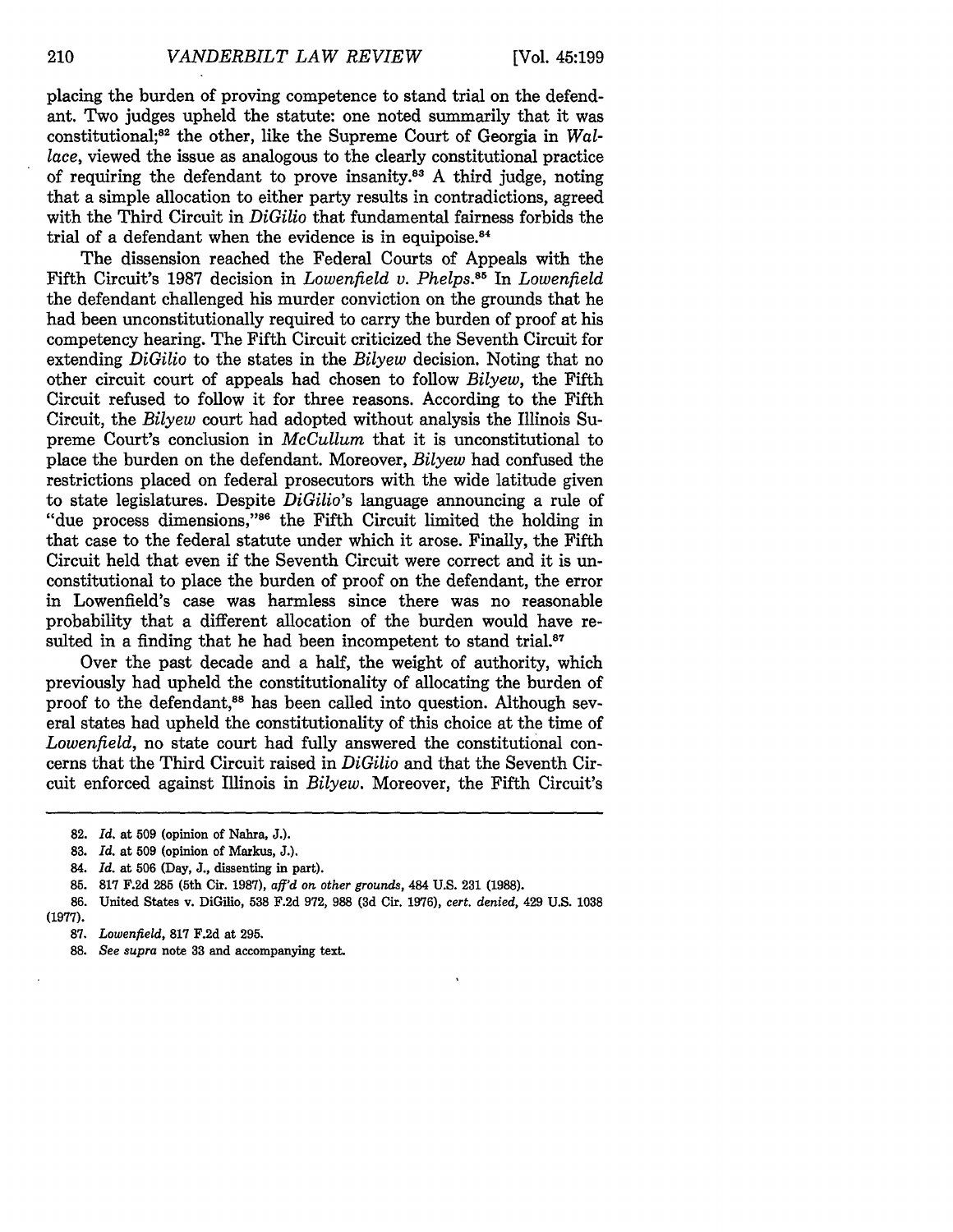placing the burden of proving competence to stand trial on the defendant. Two judges upheld the statute: one noted summarily that it was constitutional;[82] the other, like the Supreme Court of Georgia in *Wallace*, viewed the issue as analogous to the clearly constitutional practice of requiring the defendant to prove insanity.[83] A third judge, noting that a simple allocation to either party results in contradictions, agreed with the Third Circuit in *DiGilio* that fundamental fairness forbids the trial of a defendant when the evidence is in equipoise.[84]

The dissension reached the Federal Courts of Appeals with the Fifth Circuit's 1987 decision in *Lowenfield v. Phelps*.[85] In *Lowenfield* the defendant challenged his murder conviction on the grounds that he had been unconstitutionally required to carry the burden of proof at his competency hearing. The Fifth Circuit criticized the Seventh Circuit for extending *DiGilio* to the states in the *Bilyew* decision. Noting that no other circuit court of appeals had chosen to follow *Bilyew*, the Fifth Circuit refused to follow it for three reasons. According to the Fifth Circuit, the *Bilyew* court had adopted without analysis the Illinois Supreme Court's conclusion in *McCullum* that it is unconstitutional to place the burden on the defendant. Moreover, *Bilyew* had confused the restrictions placed on federal prosecutors with the wide latitude given to state legislatures. Despite *DiGilio*'s language announcing a rule of "due process dimensions,"[86] the Fifth Circuit limited the holding in that case to the federal statute under which it arose. Finally, the Fifth Circuit held that even if the Seventh Circuit were correct and it is unconstitutional to place the burden of proof on the defendant, the error in Lowenfield's case was harmless since there was no reasonable probability that a different allocation of the burden would have resulted in a finding that he had been incompetent to stand trial.[87]

Over the past decade and a half, the weight of authority, which previously had upheld the constitutionality of allocating the burden of proof to the defendant,[88] has been called into question. Although several states had upheld the constitutionality of this choice at the time of *Lowenfield*, no state court had fully answered the constitutional concerns that the Third Circuit raised in *DiGilio* and that the Seventh Circuit enforced against Illinois in *Bilyew*. Moreover, the Fifth Circuit's

---

82. *Id.* at 509 (opinion of Nahra, J.).

83. *Id.* at 509 (opinion of Markus, J.).

84. *Id.* at 506 (Day, J., dissenting in part).

85. 817 F.2d 285 (5th Cir. 1987), *aff'd on other grounds*, 484 U.S. 231 (1988).

86. United States v. DiGilio, 538 F.2d 972, 988 (3d Cir. 1976), *cert. denied*, 429 U.S. 1038 (1977).

87. *Lowenfield*, 817 F.2d at 295.

88. *See supra* note 33 and accompanying text.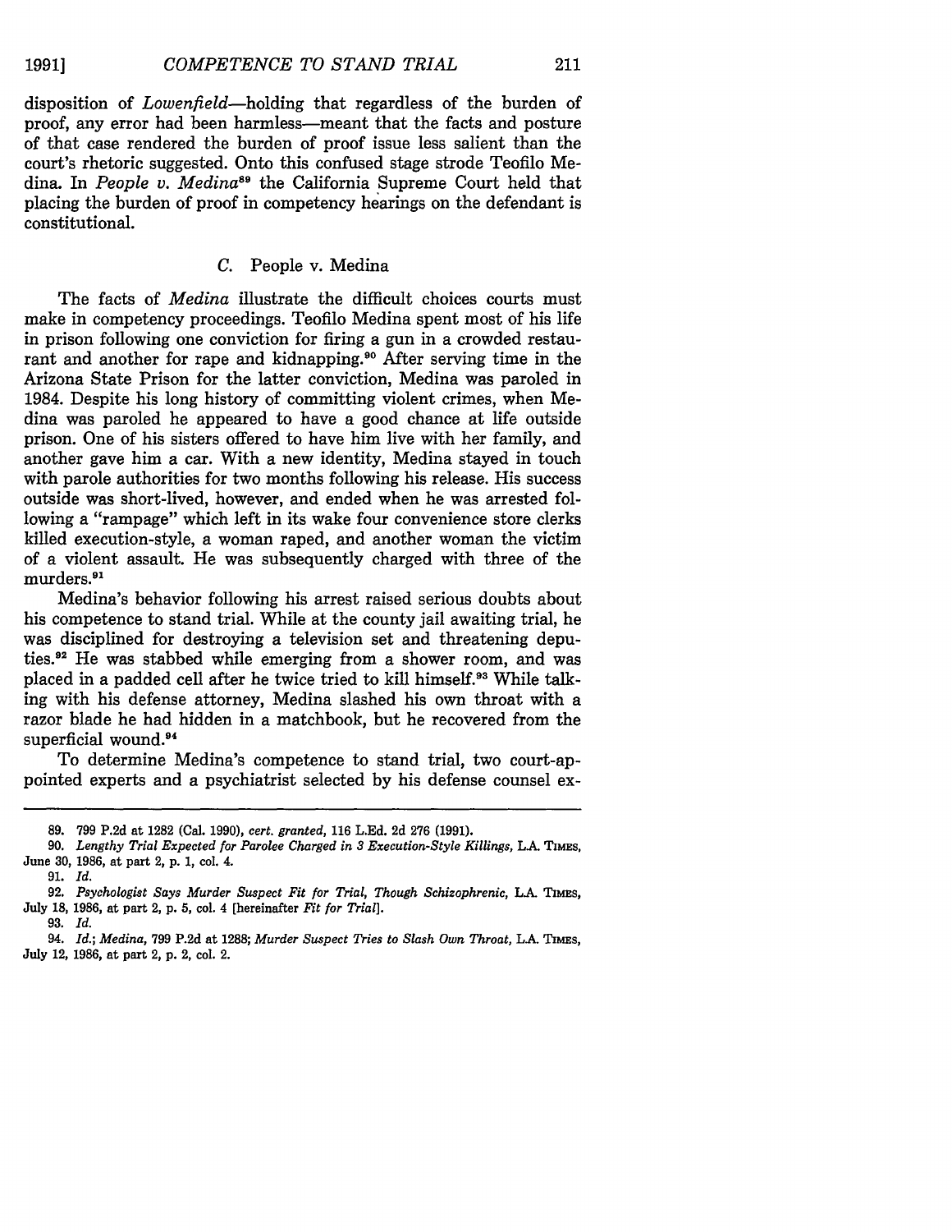disposition of *Lowenfield*—holding that regardless of the burden of proof, any error had been harmless—meant that the facts and posture of that case rendered the burden of proof issue less salient than the court's rhetoric suggested. Onto this confused stage strode Teofilo Medina. In *People v. Medina*[89] the California Supreme Court held that placing the burden of proof in competency hearings on the defendant is constitutional.

### C. People v. Medina

The facts of *Medina* illustrate the difficult choices courts must make in competency proceedings. Teofilo Medina spent most of his life in prison following one conviction for firing a gun in a crowded restaurant and another for rape and kidnapping.[90] After serving time in the Arizona State Prison for the latter conviction, Medina was paroled in 1984. Despite his long history of committing violent crimes, when Medina was paroled he appeared to have a good chance at life outside prison. One of his sisters offered to have him live with her family, and another gave him a car. With a new identity, Medina stayed in touch with parole authorities for two months following his release. His success outside was short-lived, however, and ended when he was arrested following a "rampage" which left in its wake four convenience store clerks killed execution-style, a woman raped, and another woman the victim of a violent assault. He was subsequently charged with three of the murders.[91]

Medina's behavior following his arrest raised serious doubts about his competence to stand trial. While at the county jail awaiting trial, he was disciplined for destroying a television set and threatening deputies.[92] He was stabbed while emerging from a shower room, and was placed in a padded cell after he twice tried to kill himself.[93] While talking with his defense attorney, Medina slashed his own throat with a razor blade he had hidden in a matchbook, but he recovered from the superficial wound.[94]

To determine Medina's competence to stand trial, two court-appointed experts and a psychiatrist selected by his defense counsel ex-

---

89. 799 P.2d at 1282 (Cal. 1990), *cert. granted*, 116 L.Ed. 2d 276 (1991).

90. *Lengthy Trial Expected for Parolee Charged in 3 Execution-Style Killings*, L.A. TIMES, June 30, 1986, at part 2, p. 1, col. 4.

91. *Id.*

92. *Psychologist Says Murder Suspect Fit for Trial, Though Schizophrenic*, L.A. TIMES, July 18, 1986, at part 2, p. 5, col. 4 [hereinafter *Fit for Trial*].

93. *Id.*

94. *Id.*; *Medina*, 799 P.2d at 1288; *Murder Suspect Tries to Slash Own Throat*, L.A. TIMES, July 12, 1986, at part 2, p. 2, col. 2.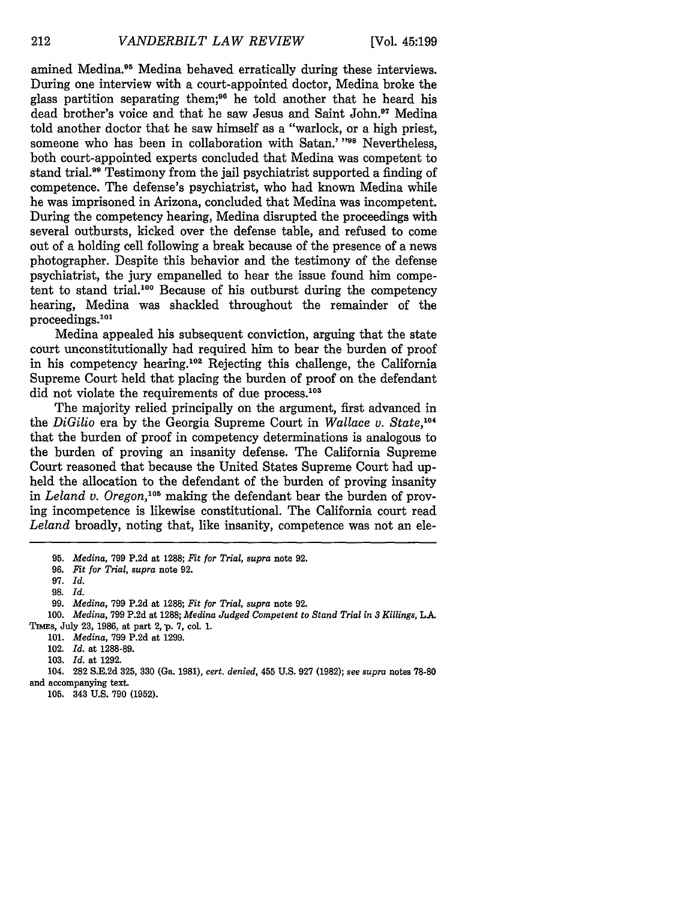amined Medina.[95] Medina behaved erratically during these interviews. During one interview with a court-appointed doctor, Medina broke the glass partition separating them;[96] he told another that he heard his dead brother's voice and that he saw Jesus and Saint John.[97] Medina told another doctor that he saw himself as a "warlock, or a high priest, someone who has been in collaboration with Satan.' "[98] Nevertheless, both court-appointed experts concluded that Medina was competent to stand trial.[99] Testimony from the jail psychiatrist supported a finding of competence. The defense's psychiatrist, who had known Medina while he was imprisoned in Arizona, concluded that Medina was incompetent. During the competency hearing, Medina disrupted the proceedings with several outbursts, kicked over the defense table, and refused to come out of a holding cell following a break because of the presence of a news photographer. Despite this behavior and the testimony of the defense psychiatrist, the jury empanelled to hear the issue found him competent to stand trial.[100] Because of his outburst during the competency hearing, Medina was shackled throughout the remainder of the proceedings.[101]

Medina appealed his subsequent conviction, arguing that the state court unconstitutionally had required him to bear the burden of proof in his competency hearing.[102] Rejecting this challenge, the California Supreme Court held that placing the burden of proof on the defendant did not violate the requirements of due process.[103]

The majority relied principally on the argument, first advanced in the *DiGilio* era by the Georgia Supreme Court in *Wallace v. State*,[104] that the burden of proof in competency determinations is analogous to the burden of proving an insanity defense. The California Supreme Court reasoned that because the United States Supreme Court had upheld the allocation to the defendant of the burden of proving insanity in *Leland v. Oregon*,[105] making the defendant bear the burden of proving incompetence is likewise constitutional. The California court read *Leland* broadly, noting that, like insanity, competence was not an ele-

---

95. *Medina*, 799 P.2d at 1288; *Fit for Trial*, *supra* note 92.

96. *Fit for Trial*, *supra* note 92.

97. *Id.*

98. *Id.*

99. *Medina*, 799 P.2d at 1288; *Fit for Trial*, *supra* note 92.

100. *Medina*, 799 P.2d at 1288; *Medina Judged Competent to Stand Trial in 3 Killings*, L.A. TIMES, July 23, 1986, at part 2, p. 7, col. 1.

101. *Medina*, 799 P.2d at 1299.

102. *Id.* at 1288-89.

103. *Id.* at 1292.

104. 282 S.E.2d 325, 330 (Ga. 1981), *cert. denied*, 455 U.S. 927 (1982); *see supra* notes 78-80 and accompanying text.

105. 343 U.S. 790 (1952).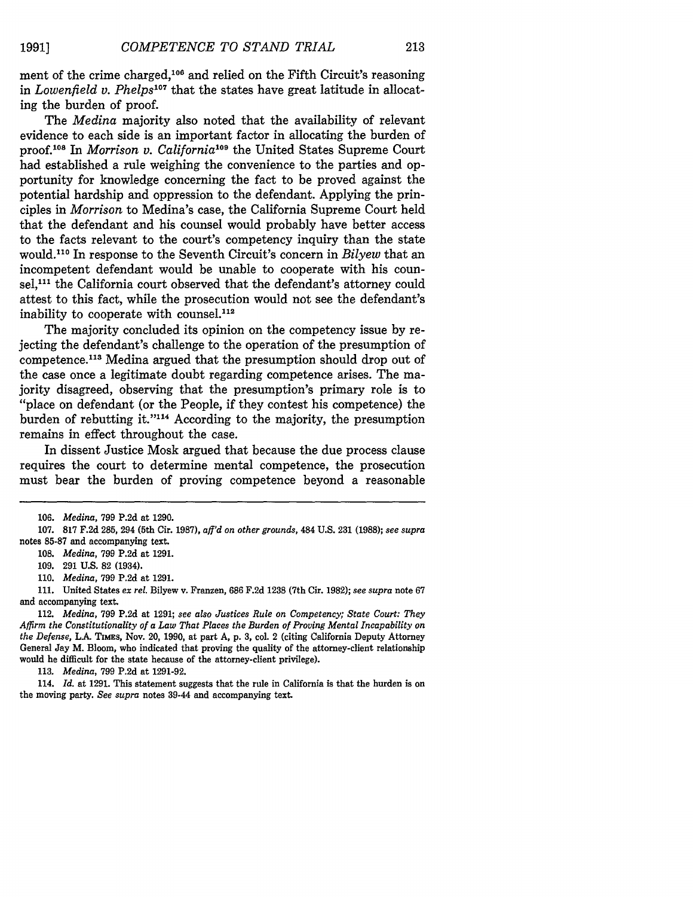ment of the crime charged,[106] and relied on the Fifth Circuit's reasoning in *Lowenfield v. Phelps*[107] that the states have great latitude in allocating the burden of proof.

The *Medina* majority also noted that the availability of relevant evidence to each side is an important factor in allocating the burden of proof.[108] In *Morrison v. California*[109] the United States Supreme Court had established a rule weighing the convenience to the parties and opportunity for knowledge concerning the fact to be proved against the potential hardship and oppression to the defendant. Applying the principles in *Morrison* to Medina's case, the California Supreme Court held that the defendant and his counsel would probably have better access to the facts relevant to the court's competency inquiry than the state would.[110] In response to the Seventh Circuit's concern in *Bilyew* that an incompetent defendant would be unable to cooperate with his counsel,[111] the California court observed that the defendant's attorney could attest to this fact, while the prosecution would not see the defendant's inability to cooperate with counsel.[112]

The majority concluded its opinion on the competency issue by rejecting the defendant's challenge to the operation of the presumption of competence.[113] Medina argued that the presumption should drop out of the case once a legitimate doubt regarding competence arises. The majority disagreed, observing that the presumption's primary role is to "place on defendant (or the People, if they contest his competence) the burden of rebutting it."[114] According to the majority, the presumption remains in effect throughout the case.

In dissent Justice Mosk argued that because the due process clause requires the court to determine mental competence, the prosecution must bear the burden of proving competence beyond a reasonable

---

106. *Medina*, 799 P.2d at 1290.

107. 817 F.2d 285, 294 (5th Cir. 1987), *aff'd on other grounds*, 484 U.S. 231 (1988); *see supra* notes 85-87 and accompanying text.

108. *Medina*, 799 P.2d at 1291.

109. 291 U.S. 82 (1934).

110. *Medina*, 799 P.2d at 1291.

111. United States *ex rel.* Bilyew v. Franzen, 686 F.2d 1238 (7th Cir. 1982); *see supra* note 67 and accompanying text.

112. *Medina*, 799 P.2d at 1291; *see also Justices Rule on Competency; State Court: They Affirm the Constitutionality of a Law That Places the Burden of Proving Mental Incapability on the Defense*, L.A. TIMES, Nov. 20, 1990, at part A, p. 3, col. 2 (citing California Deputy Attorney General Jay M. Bloom, who indicated that proving the quality of the attorney-client relationship would be difficult for the state because of the attorney-client privilege).

113. *Medina*, 799 P.2d at 1291-92.

114. *Id.* at 1291. This statement suggests that the rule in California is that the burden is on the moving party. *See supra* notes 39-44 and accompanying text.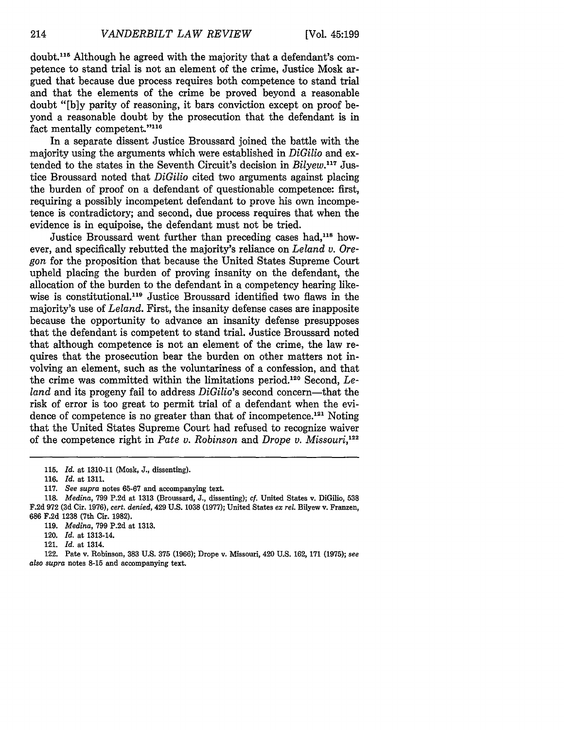doubt.[115] Although he agreed with the majority that a defendant's competence to stand trial is not an element of the crime, Justice Mosk argued that because due process requires both competence to stand trial and that the elements of the crime be proved beyond a reasonable doubt "[b]y parity of reasoning, it bars conviction except on proof beyond a reasonable doubt by the prosecution that the defendant is in fact mentally competent."[116]

In a separate dissent Justice Broussard joined the battle with the majority using the arguments which were established in *DiGilio* and extended to the states in the Seventh Circuit's decision in *Bilyew*.[117] Justice Broussard noted that *DiGilio* cited two arguments against placing the burden of proof on a defendant of questionable competence: first, requiring a possibly incompetent defendant to prove his own incompetence is contradictory; and second, due process requires that when the evidence is in equipoise, the defendant must not be tried.

Justice Broussard went further than preceding cases had,[118] however, and specifically rebutted the majority's reliance on *Leland v. Oregon* for the proposition that because the United States Supreme Court upheld placing the burden of proving insanity on the defendant, the allocation of the burden to the defendant in a competency hearing likewise is constitutional.[119] Justice Broussard identified two flaws in the majority's use of *Leland*. First, the insanity defense cases are inapposite because the opportunity to advance an insanity defense presupposes that the defendant is competent to stand trial. Justice Broussard noted that although competence is not an element of the crime, the law requires that the prosecution bear the burden on other matters not involving an element, such as the voluntariness of a confession, and that the crime was committed within the limitations period.[120] Second, *Leland* and its progeny fail to address *DiGilio*'s second concern—that the risk of error is too great to permit trial of a defendant when the evidence of competence is no greater than that of incompetence.[121] Noting that the United States Supreme Court had refused to recognize waiver of the competence right in *Pate v. Robinson* and *Drope v. Missouri*,[122]

---

115. *Id.* at 1310-11 (Mosk, J., dissenting).

116. *Id.* at 1311.

117. *See supra* notes 65-67 and accompanying text.

118. *Medina*, 799 P.2d at 1313 (Broussard, J., dissenting); *cf.* United States v. DiGilio, 538 F.2d 972 (3d Cir. 1976), *cert. denied*, 429 U.S. 1038 (1977); United States *ex rel.* Bilyew v. Franzen, 686 F.2d 1238 (7th Cir. 1982).

119. *Medina*, 799 P.2d at 1313.

120. *Id.* at 1313-14.

121. *Id.* at 1314.

122. Pate v. Robinson, 383 U.S. 375 (1966); Drope v. Missouri, 420 U.S. 162, 171 (1975); *see also supra* notes 8-15 and accompanying text.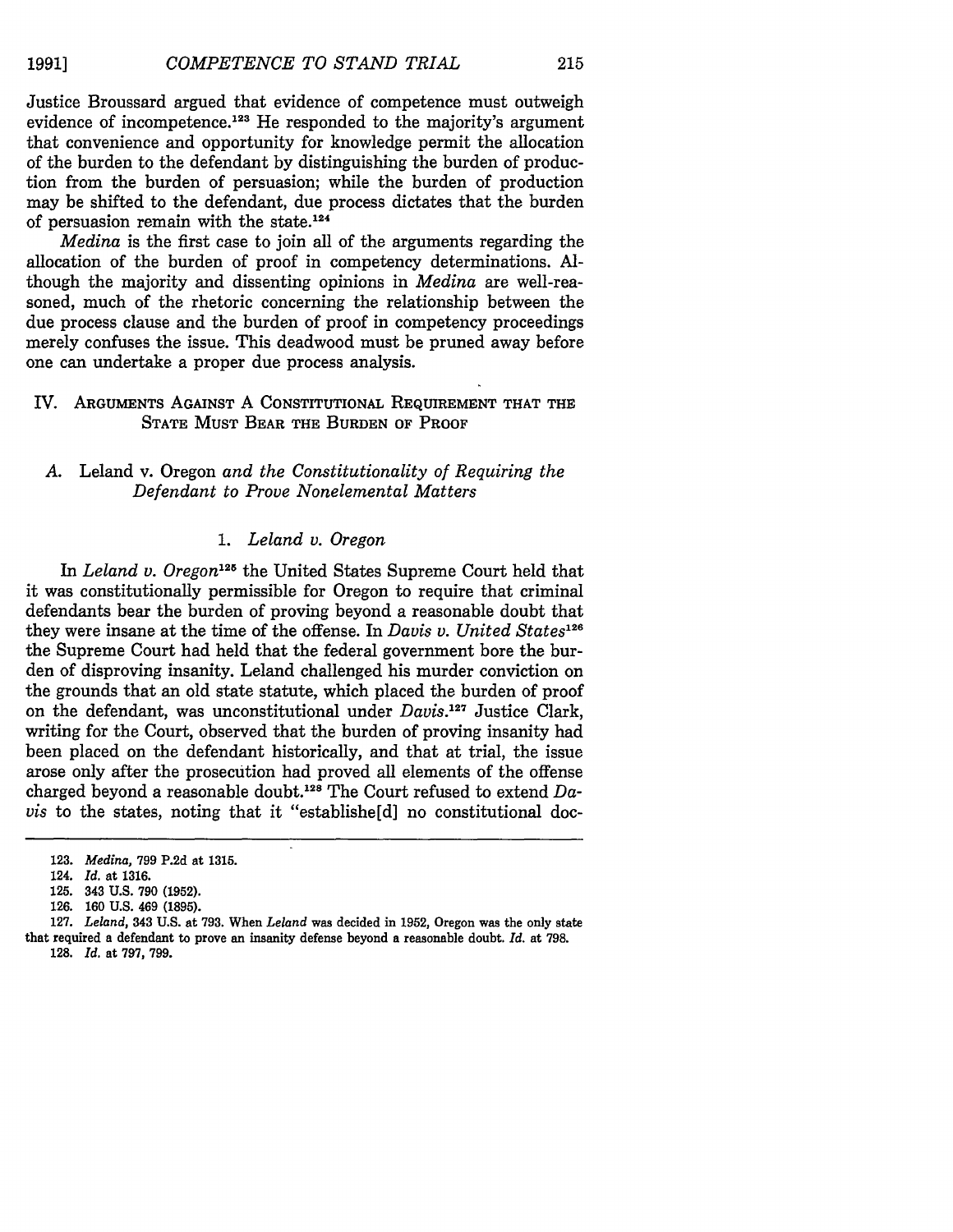Justice Broussard argued that evidence of competence must outweigh evidence of incompetence.[123] He responded to the majority's argument that convenience and opportunity for knowledge permit the allocation of the burden to the defendant by distinguishing the burden of production from the burden of persuasion; while the burden of production may be shifted to the defendant, due process dictates that the burden of persuasion remain with the state.[124]

*Medina* is the first case to join all of the arguments regarding the allocation of the burden of proof in competency determinations. Although the majority and dissenting opinions in *Medina* are well-reasoned, much of the rhetoric concerning the relationship between the due process clause and the burden of proof in competency proceedings merely confuses the issue. This deadwood must be pruned away before one can undertake a proper due process analysis.

## IV. Arguments Against A Constitutional Requirement that the State Must Bear the Burden of Proof

### A. Leland v. Oregon *and the Constitutionality of Requiring the Defendant to Prove Nonelemental Matters*

#### 1. *Leland v. Oregon*

In *Leland v. Oregon*[125] the United States Supreme Court held that it was constitutionally permissible for Oregon to require that criminal defendants bear the burden of proving beyond a reasonable doubt that they were insane at the time of the offense. In *Davis v. United States*[126] the Supreme Court had held that the federal government bore the burden of disproving insanity. Leland challenged his murder conviction on the grounds that an old state statute, which placed the burden of proof on the defendant, was unconstitutional under *Davis*.[127] Justice Clark, writing for the Court, observed that the burden of proving insanity had been placed on the defendant historically, and that at trial, the issue arose only after the prosecution had proved all elements of the offense charged beyond a reasonable doubt.[128] The Court refused to extend *Davis* to the states, noting that it "establishe[d] no constitutional doc-

---

123. *Medina*, 799 P.2d at 1315.

124. *Id.* at 1316.

125. 343 U.S. 790 (1952).

126. 160 U.S. 469 (1895).

127. *Leland*, 343 U.S. at 793. When *Leland* was decided in 1952, Oregon was the only state that required a defendant to prove an insanity defense beyond a reasonable doubt. *Id.* at 798.

128. *Id.* at 797, 799.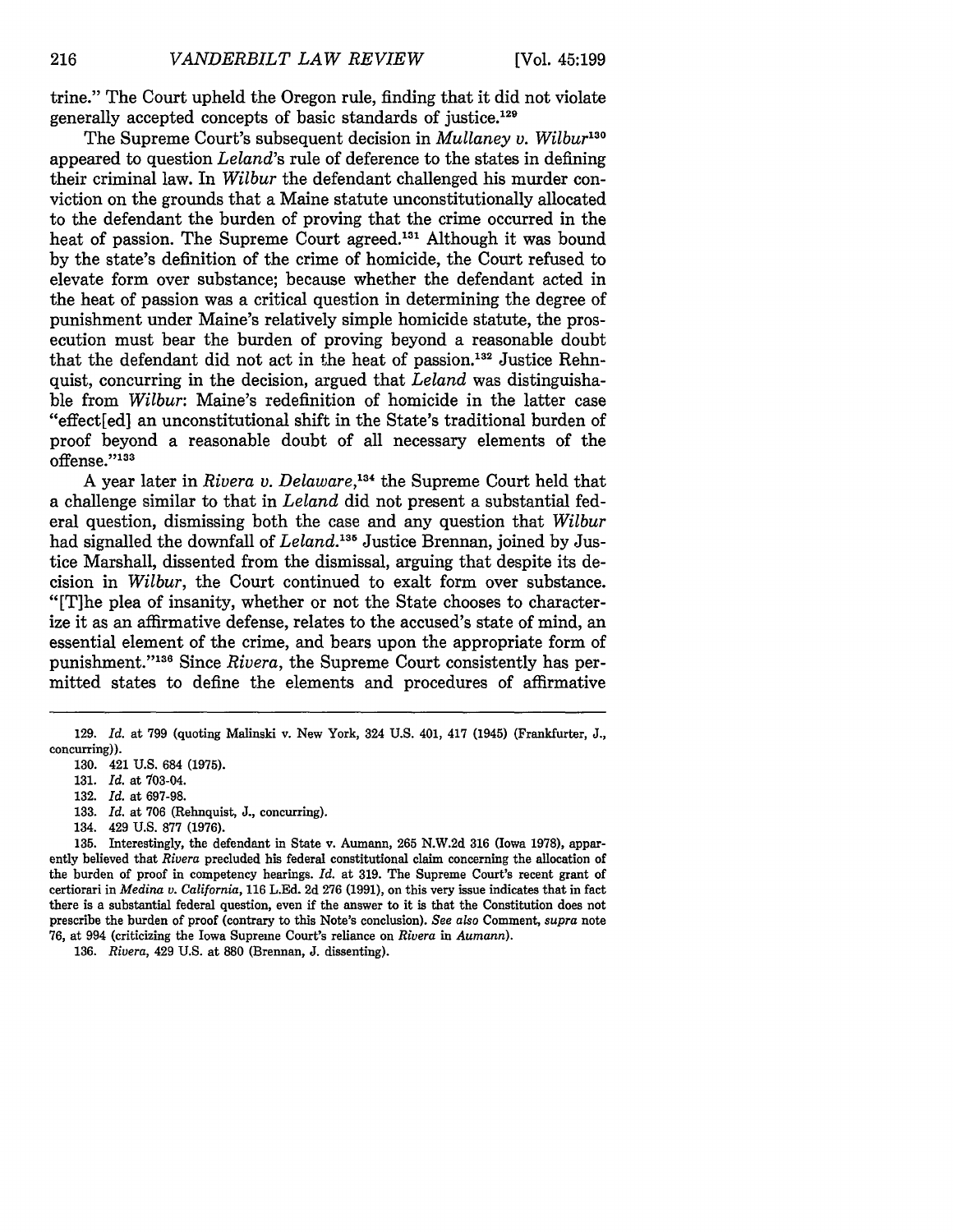trine." The Court upheld the Oregon rule, finding that it did not violate generally accepted concepts of basic standards of justice.[129]

The Supreme Court's subsequent decision in *Mullaney v. Wilbur*[130] appeared to question *Leland*'s rule of deference to the states in defining their criminal law. In *Wilbur* the defendant challenged his murder conviction on the grounds that a Maine statute unconstitutionally allocated to the defendant the burden of proving that the crime occurred in the heat of passion. The Supreme Court agreed.[131] Although it was bound by the state's definition of the crime of homicide, the Court refused to elevate form over substance; because whether the defendant acted in the heat of passion was a critical question in determining the degree of punishment under Maine's relatively simple homicide statute, the prosecution must bear the burden of proving beyond a reasonable doubt that the defendant did not act in the heat of passion.[132] Justice Rehnquist, concurring in the decision, argued that *Leland* was distinguishable from *Wilbur*: Maine's redefinition of homicide in the latter case "effect[ed] an unconstitutional shift in the State's traditional burden of proof beyond a reasonable doubt of all necessary elements of the offense."[133]

A year later in *Rivera v. Delaware*,[134] the Supreme Court held that a challenge similar to that in *Leland* did not present a substantial federal question, dismissing both the case and any question that *Wilbur* had signalled the downfall of *Leland*.[135] Justice Brennan, joined by Justice Marshall, dissented from the dismissal, arguing that despite its decision in *Wilbur*, the Court continued to exalt form over substance. "[T]he plea of insanity, whether or not the State chooses to characterize it as an affirmative defense, relates to the accused's state of mind, an essential element of the crime, and bears upon the appropriate form of punishment."[136] Since *Rivera*, the Supreme Court consistently has permitted states to define the elements and procedures of affirmative

129. *Id.* at 799 (quoting Malinski v. New York, 324 U.S. 401, 417 (1945) (Frankfurter, J., concurring)).

130. 421 U.S. 684 (1975).

131. *Id.* at 703-04.

132. *Id.* at 697-98.

133. *Id.* at 706 (Rehnquist, J., concurring).

134. 429 U.S. 877 (1976).

135. Interestingly, the defendant in State v. Aumann, 265 N.W.2d 316 (Iowa 1978), apparently believed that *Rivera* precluded his federal constitutional claim concerning the allocation of the burden of proof in competency hearings. *Id.* at 319. The Supreme Court's recent grant of certiorari in *Medina v. California*, 116 L.Ed. 2d 276 (1991), on this very issue indicates that in fact there is a substantial federal question, even if the answer to it is that the Constitution does not prescribe the burden of proof (contrary to this Note's conclusion). *See also* Comment, *supra* note 76, at 994 (criticizing the Iowa Supreme Court's reliance on *Rivera* in *Aumann*).

136. *Rivera*, 429 U.S. at 880 (Brennan, J. dissenting).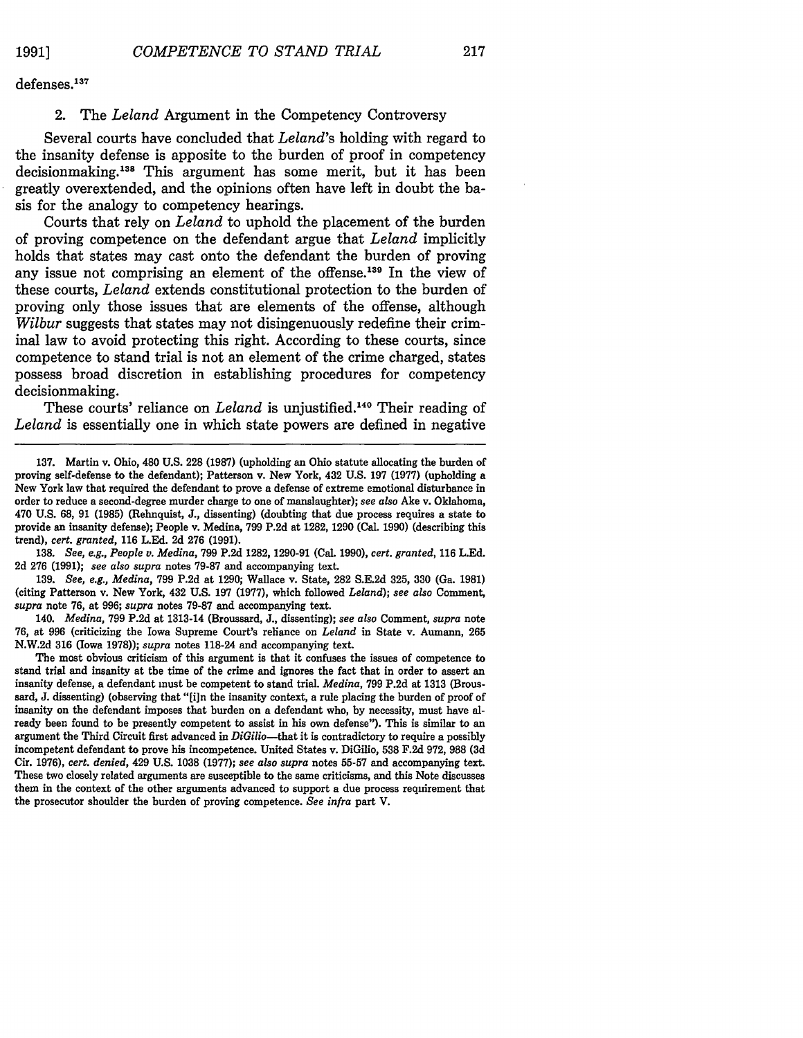defenses.[137]

### 2. The *Leland* Argument in the Competency Controversy

Several courts have concluded that *Leland*'s holding with regard to the insanity defense is apposite to the burden of proof in competency decisionmaking.[138] This argument has some merit, but it has been greatly overextended, and the opinions often have left in doubt the basis for the analogy to competency hearings.

Courts that rely on *Leland* to uphold the placement of the burden of proving competence on the defendant argue that *Leland* implicitly holds that states may cast onto the defendant the burden of proving any issue not comprising an element of the offense.[139] In the view of these courts, *Leland* extends constitutional protection to the burden of proving only those issues that are elements of the offense, although *Wilbur* suggests that states may not disingenuously redefine their criminal law to avoid protecting this right. According to these courts, since competence to stand trial is not an element of the crime charged, states possess broad discretion in establishing procedures for competency decisionmaking.

These courts' reliance on *Leland* is unjustified.[140] Their reading of *Leland* is essentially one in which state powers are defined in negative

---

137. Martin v. Ohio, 480 U.S. 228 (1987) (upholding an Ohio statute allocating the burden of proving self-defense to the defendant); Patterson v. New York, 432 U.S. 197 (1977) (upholding a New York law that required the defendant to prove a defense of extreme emotional disturbance in order to reduce a second-degree murder charge to one of manslaughter); *see also* Ake v. Oklahoma, 470 U.S. 68, 91 (1985) (Rehnquist, J., dissenting) (doubting that due process requires a state to provide an insanity defense); People v. Medina, 799 P.2d at 1282, 1290 (Cal. 1990) (describing this trend), *cert. granted*, 116 L.Ed. 2d 276 (1991).

138. *See, e.g., People v. Medina*, 799 P.2d 1282, 1290-91 (Cal. 1990), *cert. granted*, 116 L.Ed. 2d 276 (1991); *see also supra* notes 79-87 and accompanying text.

139. *See, e.g., Medina*, 799 P.2d at 1290; Wallace v. State, 282 S.E.2d 325, 330 (Ga. 1981) (citing Patterson v. New York, 432 U.S. 197 (1977), which followed *Leland*); *see also* Comment, *supra* note 76, at 996; *supra* notes 79-87 and accompanying text.

140. *Medina*, 799 P.2d at 1313-14 (Broussard, J., dissenting); *see also* Comment, *supra* note 76, at 996 (criticizing the Iowa Supreme Court's reliance on *Leland* in State v. Aumann, 265 N.W.2d 316 (Iowa 1978)); *supra* notes 118-24 and accompanying text.

The most obvious criticism of this argument is that it confuses the issues of competence to stand trial and insanity at the time of the crime and ignores the fact that in order to assert an insanity defense, a defendant must be competent to stand trial. *Medina*, 799 P.2d at 1313 (Broussard, J. dissenting) (observing that "[i]n the insanity context, a rule placing the burden of proof of insanity on the defendant imposes that burden on a defendant who, by necessity, must have already been found to be presently competent to assist in his own defense"). This is similar to an argument the Third Circuit first advanced in *DiGilio*—that it is contradictory to require a possibly incompetent defendant to prove his incompetence. United States v. DiGilio, 538 F.2d 972, 988 (3d Cir. 1976), *cert. denied*, 429 U.S. 1038 (1977); *see also supra* notes 55-57 and accompanying text. These two closely related arguments are susceptible to the same criticisms, and this Note discusses them in the context of the other arguments advanced to support a due process requirement that the prosecutor shoulder the burden of proving competence. *See infra* part V.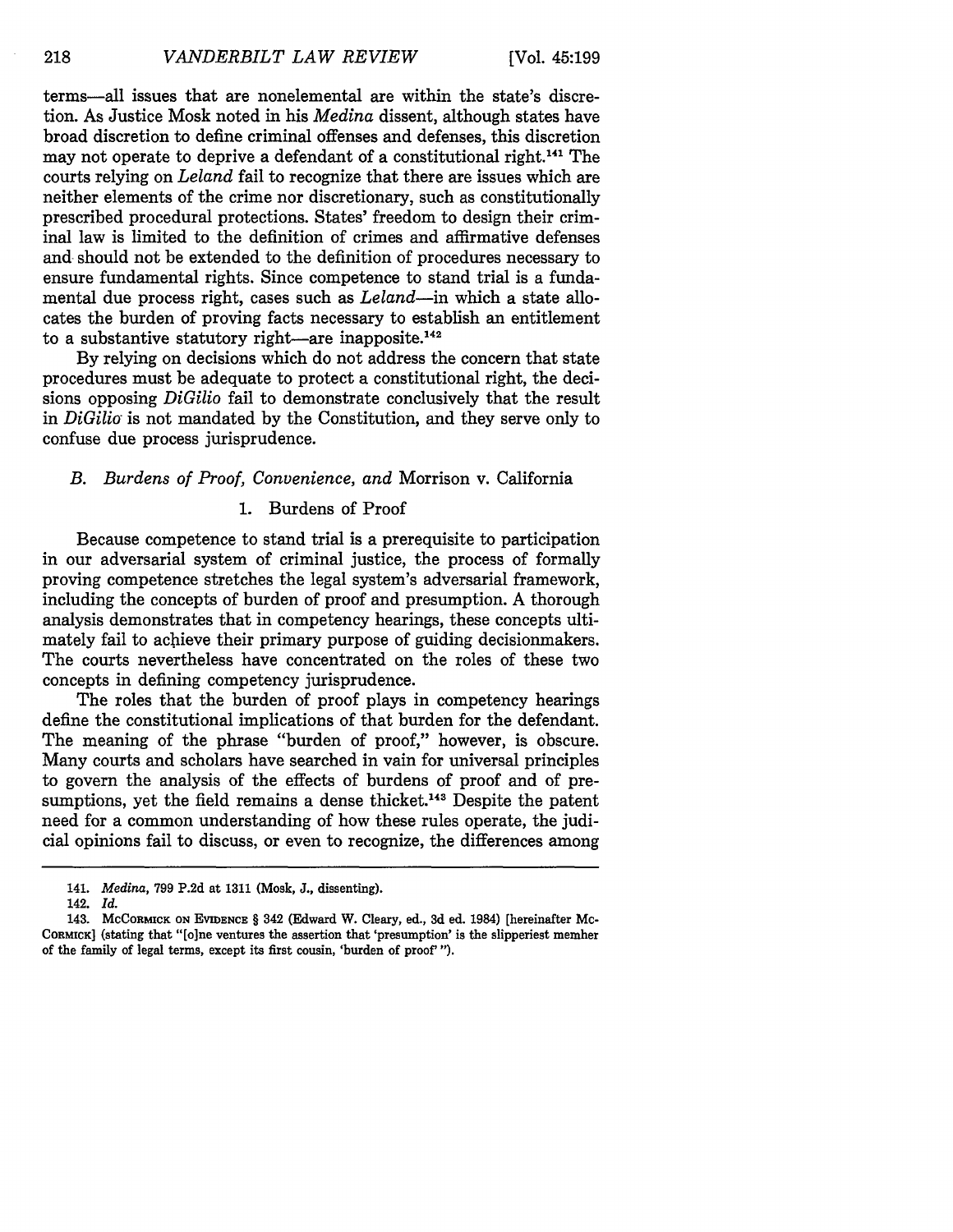terms—all issues that are nonelemental are within the state's discretion. As Justice Mosk noted in his *Medina* dissent, although states have broad discretion to define criminal offenses and defenses, this discretion may not operate to deprive a defendant of a constitutional right.[141] The courts relying on *Leland* fail to recognize that there are issues which are neither elements of the crime nor discretionary, such as constitutionally prescribed procedural protections. States' freedom to design their criminal law is limited to the definition of crimes and affirmative defenses and should not be extended to the definition of procedures necessary to ensure fundamental rights. Since competence to stand trial is a fundamental due process right, cases such as *Leland*—in which a state allocates the burden of proving facts necessary to establish an entitlement to a substantive statutory right—are inapposite.[142]

By relying on decisions which do not address the concern that state procedures must be adequate to protect a constitutional right, the decisions opposing *DiGilio* fail to demonstrate conclusively that the result in *DiGilio* is not mandated by the Constitution, and they serve only to confuse due process jurisprudence.

### *B. Burdens of Proof, Convenience, and* Morrison v. California

#### 1. Burdens of Proof

Because competence to stand trial is a prerequisite to participation in our adversarial system of criminal justice, the process of formally proving competence stretches the legal system's adversarial framework, including the concepts of burden of proof and presumption. A thorough analysis demonstrates that in competency hearings, these concepts ultimately fail to achieve their primary purpose of guiding decisionmakers. The courts nevertheless have concentrated on the roles of these two concepts in defining competency jurisprudence.

The roles that the burden of proof plays in competency hearings define the constitutional implications of that burden for the defendant. The meaning of the phrase "burden of proof," however, is obscure. Many courts and scholars have searched in vain for universal principles to govern the analysis of the effects of burdens of proof and of presumptions, yet the field remains a dense thicket.[143] Despite the patent need for a common understanding of how these rules operate, the judicial opinions fail to discuss, or even to recognize, the differences among

---

141. *Medina*, 799 P.2d at 1311 (Mosk, J., dissenting).

142. *Id.*

143. McCormick on Evidence § 342 (Edward W. Cleary, ed., 3d ed. 1984) [hereinafter McCormick] (stating that "[o]ne ventures the assertion that 'presumption' is the slipperiest member of the family of legal terms, except its first cousin, 'burden of proof' ").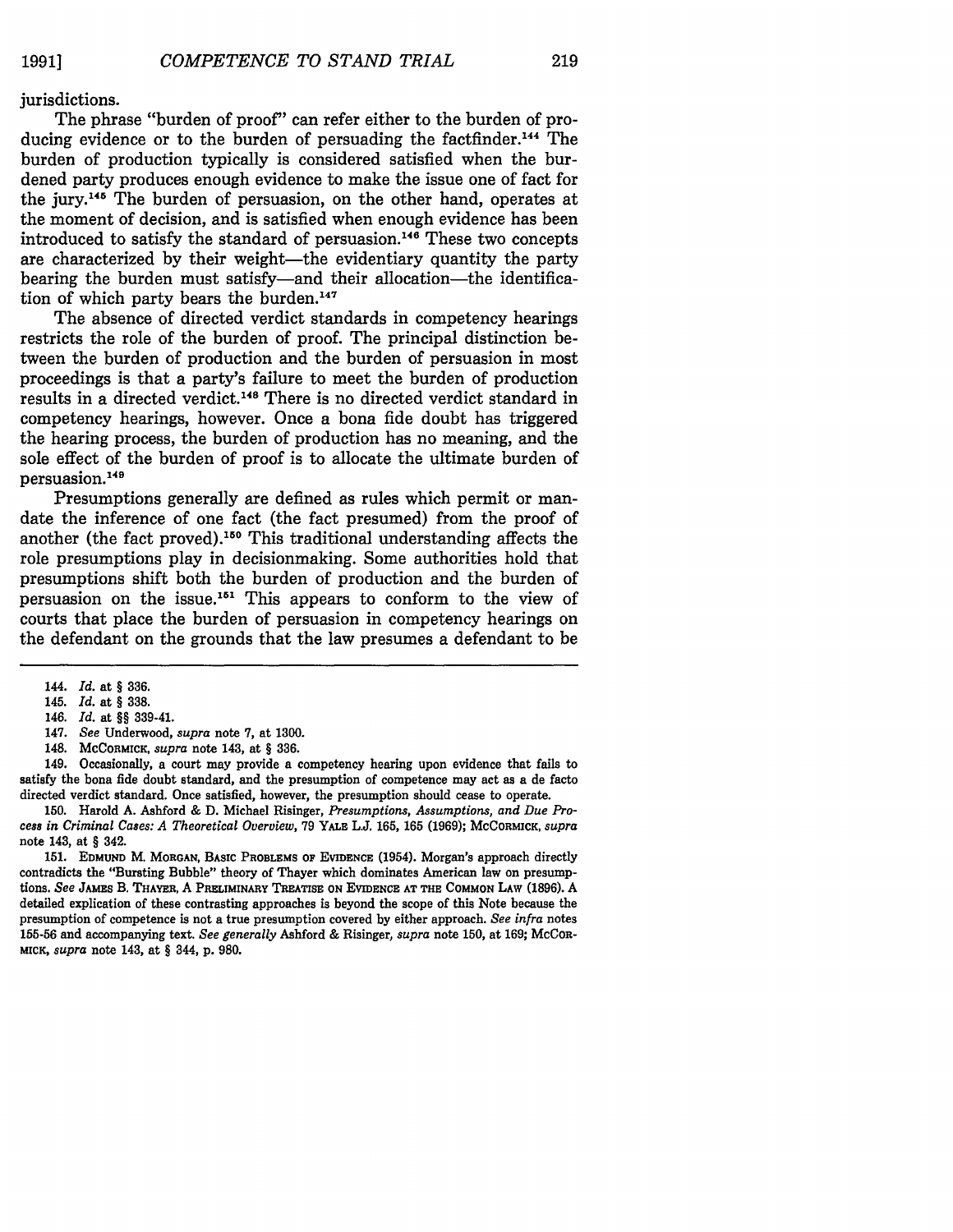jurisdictions.

The phrase "burden of proof" can refer either to the burden of producing evidence or to the burden of persuading the factfinder.[144] The burden of production typically is considered satisfied when the burdened party produces enough evidence to make the issue one of fact for the jury.[145] The burden of persuasion, on the other hand, operates at the moment of decision, and is satisfied when enough evidence has been introduced to satisfy the standard of persuasion.[146] These two concepts are characterized by their weight—the evidentiary quantity the party bearing the burden must satisfy—and their allocation—the identification of which party bears the burden.[147]

The absence of directed verdict standards in competency hearings restricts the role of the burden of proof. The principal distinction between the burden of production and the burden of persuasion in most proceedings is that a party's failure to meet the burden of production results in a directed verdict.[148] There is no directed verdict standard in competency hearings, however. Once a bona fide doubt has triggered the hearing process, the burden of production has no meaning, and the sole effect of the burden of proof is to allocate the ultimate burden of persuasion.[149]

Presumptions generally are defined as rules which permit or mandate the inference of one fact (the fact presumed) from the proof of another (the fact proved).[150] This traditional understanding affects the role presumptions play in decisionmaking. Some authorities hold that presumptions shift both the burden of production and the burden of persuasion on the issue.[151] This appears to conform to the view of courts that place the burden of persuasion in competency hearings on the defendant on the grounds that the law presumes a defendant to be

---

144. *Id.* at § 336.

145. *Id.* at § 338.

146. *Id.* at §§ 339-41.

147. *See* Underwood, *supra* note 7, at 1300.

148. McCormick, *supra* note 143, at § 336.

149. Occasionally, a court may provide a competency hearing upon evidence that fails to satisfy the bona fide doubt standard, and the presumption of competence may act as a de facto directed verdict standard. Once satisfied, however, the presumption should cease to operate.

150. Harold A. Ashford & D. Michael Risinger, *Presumptions, Assumptions, and Due Process in Criminal Cases: A Theoretical Overview*, 79 Yale L.J. 165, 165 (1969); McCormick, *supra* note 143, at § 342.

151. Edmund M. Morgan, Basic Problems of Evidence (1954). Morgan's approach directly contradicts the "Bursting Bubble" theory of Thayer which dominates American law on presumptions. *See* James B. Thayer, A Preliminary Treatise on Evidence at the Common Law (1896). A detailed explication of these contrasting approaches is beyond the scope of this Note because the presumption of competence is not a true presumption covered by either approach. *See infra* notes 155-56 and accompanying text. *See generally* Ashford & Risinger, *supra* note 150, at 169; McCormick, *supra* note 143, at § 344, p. 980.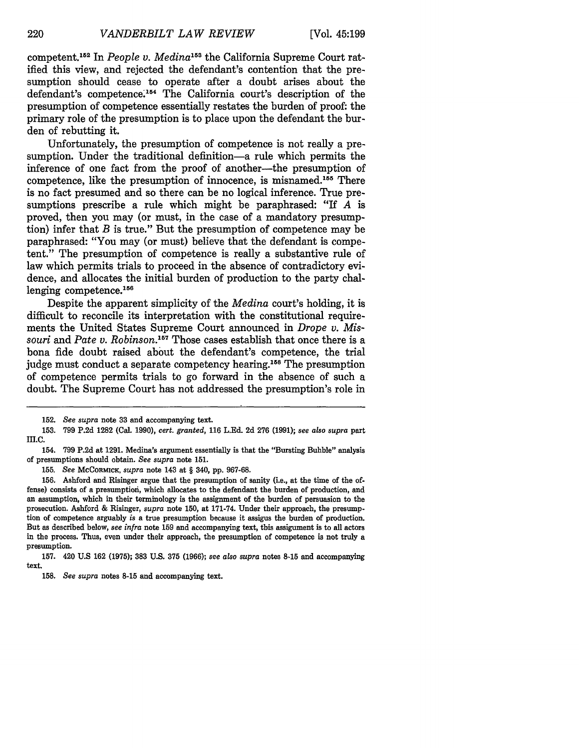competent.[152] In *People v. Medina*[153] the California Supreme Court ratified this view, and rejected the defendant's contention that the presumption should cease to operate after a doubt arises about the defendant's competence.[154] The California court's description of the presumption of competence essentially restates the burden of proof: the primary role of the presumption is to place upon the defendant the burden of rebutting it.

Unfortunately, the presumption of competence is not really a presumption. Under the traditional definition—a rule which permits the inference of one fact from the proof of another—the presumption of competence, like the presumption of innocence, is misnamed.[155] There is no fact presumed and so there can be no logical inference. True presumptions prescribe a rule which might be paraphrased: "If *A* is proved, then you may (or must, in the case of a mandatory presumption) infer that *B* is true." But the presumption of competence may be paraphrased: "You may (or must) believe that the defendant is competent." The presumption of competence is really a substantive rule of law which permits trials to proceed in the absence of contradictory evidence, and allocates the initial burden of production to the party challenging competence.[156]

Despite the apparent simplicity of the *Medina* court's holding, it is difficult to reconcile its interpretation with the constitutional requirements the United States Supreme Court announced in *Drope v. Missouri* and *Pate v. Robinson*.[157] Those cases establish that once there is a bona fide doubt raised about the defendant's competence, the trial judge must conduct a separate competency hearing.[158] The presumption of competence permits trials to go forward in the absence of such a doubt. The Supreme Court has not addressed the presumption's role in

---

152. *See supra* note 33 and accompanying text.

153. 799 P.2d 1282 (Cal. 1990), *cert. granted*, 116 L.Ed. 2d 276 (1991); *see also supra* part III.C.

154. 799 P.2d at 1291. Medina's argument essentially is that the "Bursting Bubble" analysis of presumptions should obtain. *See supra* note 151.

155. *See* McCormick, *supra* note 143 at § 340, pp. 967-68.

156. Ashford and Risinger argue that the presumption of sanity (i.e., at the time of the offense) consists of a presumption, which allocates to the defendant the burden of production, and an assumption, which in their terminology is the assignment of the burden of persuasion to the prosecution. Ashford & Risinger, *supra* note 150, at 171-74. Under their approach, the presumption of competence arguably *is* a true presumption because it assigns the burden of production. But as described below, *see infra* note 159 and accompanying text, this assignment is to all actors in the process. Thus, even under their approach, the presumption of competence is not truly a presumption.

157. 420 U.S 162 (1975); 383 U.S. 375 (1966); *see also supra* notes 8-15 and accompanying text.

158. *See supra* notes 8-15 and accompanying text.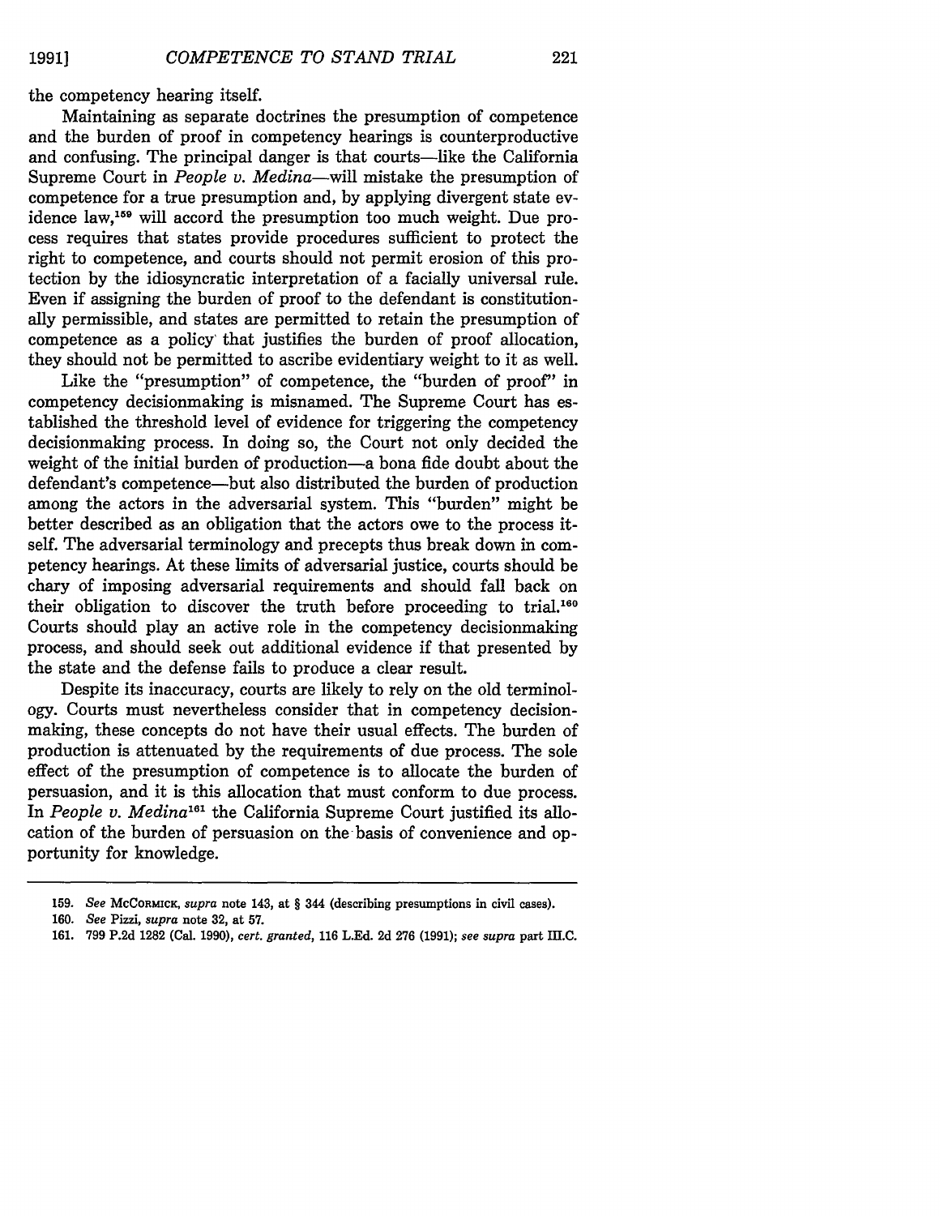the competency hearing itself.

Maintaining as separate doctrines the presumption of competence and the burden of proof in competency hearings is counterproductive and confusing. The principal danger is that courts—like the California Supreme Court in *People v. Medina*—will mistake the presumption of competence for a true presumption and, by applying divergent state evidence law,[159] will accord the presumption too much weight. Due process requires that states provide procedures sufficient to protect the right to competence, and courts should not permit erosion of this protection by the idiosyncratic interpretation of a facially universal rule. Even if assigning the burden of proof to the defendant is constitutionally permissible, and states are permitted to retain the presumption of competence as a policy that justifies the burden of proof allocation, they should not be permitted to ascribe evidentiary weight to it as well.

Like the "presumption" of competence, the "burden of proof" in competency decisionmaking is misnamed. The Supreme Court has established the threshold level of evidence for triggering the competency decisionmaking process. In doing so, the Court not only decided the weight of the initial burden of production—a bona fide doubt about the defendant's competence—but also distributed the burden of production among the actors in the adversarial system. This "burden" might be better described as an obligation that the actors owe to the process itself. The adversarial terminology and precepts thus break down in competency hearings. At these limits of adversarial justice, courts should be chary of imposing adversarial requirements and should fall back on their obligation to discover the truth before proceeding to trial.[160] Courts should play an active role in the competency decisionmaking process, and should seek out additional evidence if that presented by the state and the defense fails to produce a clear result.

Despite its inaccuracy, courts are likely to rely on the old terminology. Courts must nevertheless consider that in competency decisionmaking, these concepts do not have their usual effects. The burden of production is attenuated by the requirements of due process. The sole effect of the presumption of competence is to allocate the burden of persuasion, and it is this allocation that must conform to due process. In *People v. Medina*[161] the California Supreme Court justified its allocation of the burden of persuasion on the basis of convenience and opportunity for knowledge.

---

159. *See* McCormick, *supra* note 143, at § 344 (describing presumptions in civil cases).

160. *See* Pizzi, *supra* note 32, at 57.

161. 799 P.2d 1282 (Cal. 1990), *cert. granted*, 116 L.Ed. 2d 276 (1991); *see supra* part III.C.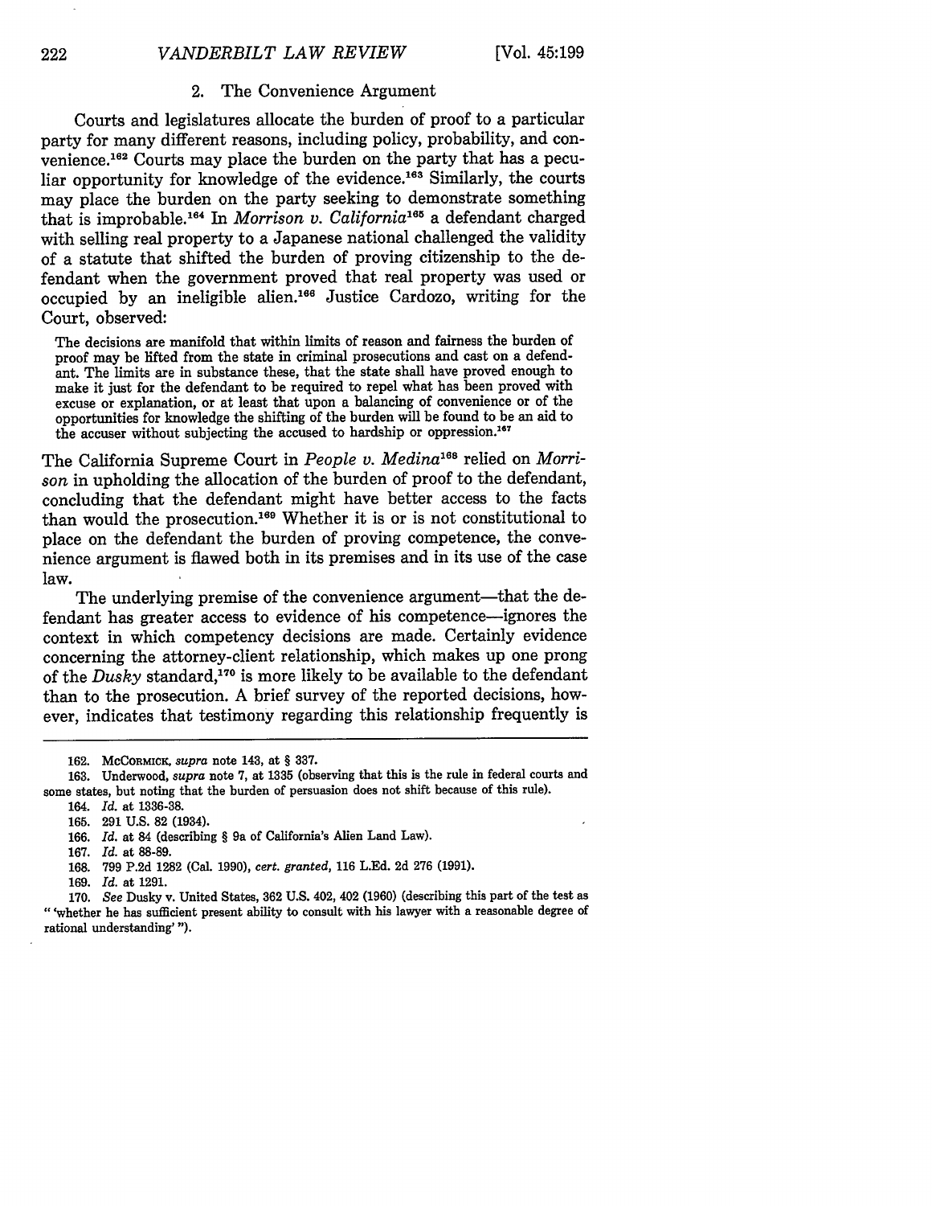### 2. The Convenience Argument

Courts and legislatures allocate the burden of proof to a particular party for many different reasons, including policy, probability, and convenience.[162] Courts may place the burden on the party that has a peculiar opportunity for knowledge of the evidence.[163] Similarly, the courts may place the burden on the party seeking to demonstrate something that is improbable.[164] In *Morrison v. California*[165] a defendant charged with selling real property to a Japanese national challenged the validity of a statute that shifted the burden of proving citizenship to the defendant when the government proved that real property was used or occupied by an ineligible alien.[166] Justice Cardozo, writing for the Court, observed:

> The decisions are manifold that within limits of reason and fairness the burden of proof may be lifted from the state in criminal prosecutions and cast on a defendant. The limits are in substance these, that the state shall have proved enough to make it just for the defendant to be required to repel what has been proved with excuse or explanation, or at least that upon a balancing of convenience or of the opportunities for knowledge the shifting of the burden will be found to be an aid to the accuser without subjecting the accused to hardship or oppression.[167]

The California Supreme Court in *People v. Medina*[168] relied on *Morrison* in upholding the allocation of the burden of proof to the defendant, concluding that the defendant might have better access to the facts than would the prosecution.[169] Whether it is or is not constitutional to place on the defendant the burden of proving competence, the convenience argument is flawed both in its premises and in its use of the case law.

The underlying premise of the convenience argument—that the defendant has greater access to evidence of his competence—ignores the context in which competency decisions are made. Certainly evidence concerning the attorney-client relationship, which makes up one prong of the *Dusky* standard,[170] is more likely to be available to the defendant than to the prosecution. A brief survey of the reported decisions, however, indicates that testimony regarding this relationship frequently is

---

162. McCormick, *supra* note 143, at § 337.

163. Underwood, *supra* note 7, at 1335 (observing that this is the rule in federal courts and some states, but noting that the burden of persuasion does not shift because of this rule).

164. *Id.* at 1336-38.

165. 291 U.S. 82 (1934).

166. *Id.* at 84 (describing § 9a of California's Alien Land Law).

167. *Id.* at 88-89.

168. 799 P.2d 1282 (Cal. 1990), *cert. granted*, 116 L.Ed. 2d 276 (1991).

169. *Id.* at 1291.

170. *See* Dusky v. United States, 362 U.S. 402, 402 (1960) (describing this part of the test as "'whether he has sufficient present ability to consult with his lawyer with a reasonable degree of rational understanding'").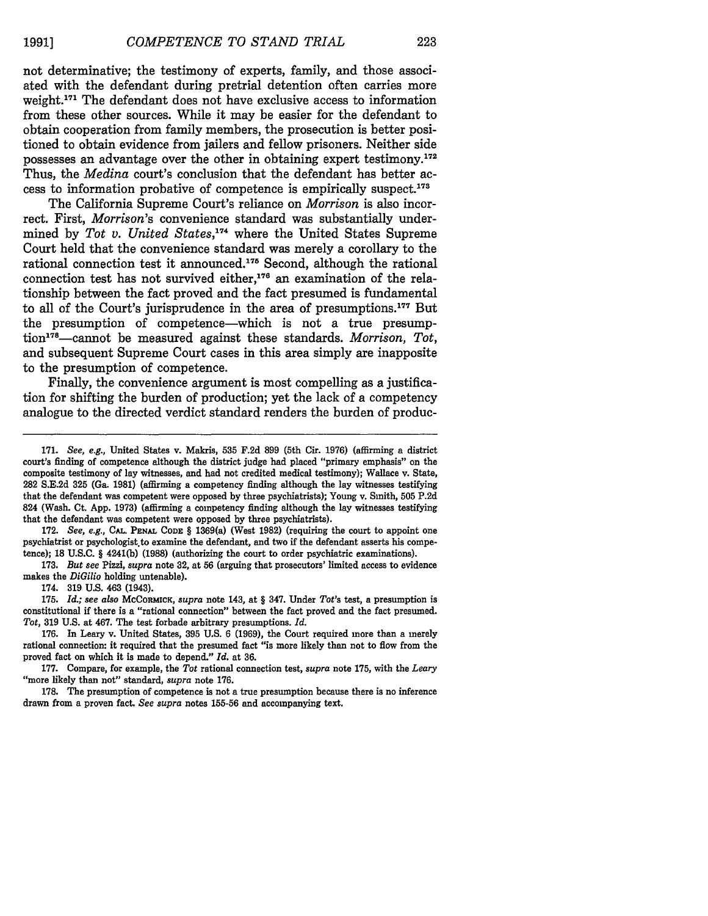not determinative; the testimony of experts, family, and those associated with the defendant during pretrial detention often carries more weight.[171] The defendant does not have exclusive access to information from these other sources. While it may be easier for the defendant to obtain cooperation from family members, the prosecution is better positioned to obtain evidence from jailers and fellow prisoners. Neither side possesses an advantage over the other in obtaining expert testimony.[172] Thus, the *Medina* court's conclusion that the defendant has better access to information probative of competence is empirically suspect.[173]

The California Supreme Court's reliance on *Morrison* is also incorrect. First, *Morrison*'s convenience standard was substantially undermined by *Tot v. United States*,[174] where the United States Supreme Court held that the convenience standard was merely a corollary to the rational connection test it announced.[175] Second, although the rational connection test has not survived either,[176] an examination of the relationship between the fact proved and the fact presumed is fundamental to all of the Court's jurisprudence in the area of presumptions.[177] But the presumption of competence—which is not a true presumption[178]—cannot be measured against these standards. *Morrison*, *Tot*, and subsequent Supreme Court cases in this area simply are inapposite to the presumption of competence.

Finally, the convenience argument is most compelling as a justification for shifting the burden of production; yet the lack of a competency analogue to the directed verdict standard renders the burden of produc-

---

171. *See, e.g.*, United States v. Makris, 535 F.2d 899 (5th Cir. 1976) (affirming a district court's finding of competence although the district judge had placed "primary emphasis" on the composite testimony of lay witnesses, and had not credited medical testimony); Wallace v. State, 282 S.E.2d 325 (Ga. 1981) (affirming a competency finding although the lay witnesses testifying that the defendant was competent were opposed by three psychiatrists); Young v. Smith, 505 P.2d 824 (Wash. Ct. App. 1973) (affirming a competency finding although the lay witnesses testifying that the defendant was competent were opposed by three psychiatrists).

172. *See, e.g.*, CAL. PENAL CODE § 1369(a) (West 1982) (requiring the court to appoint one psychiatrist or psychologist to examine the defendant, and two if the defendant asserts his competence); 18 U.S.C. § 4241(b) (1988) (authorizing the court to order psychiatric examinations).

173. *But see* Pizzi, *supra* note 32, at 56 (arguing that prosecutors' limited access to evidence makes the *DiGilio* holding untenable).

174. 319 U.S. 463 (1943).

175. *Id.*; *see also* MCCORMICK, *supra* note 143, at § 347. Under *Tot*'s test, a presumption is constitutional if there is a "rational connection" between the fact proved and the fact presumed. *Tot*, 319 U.S. at 467. The test forbade arbitrary presumptions. *Id.*

176. In Leary v. United States, 395 U.S. 6 (1969), the Court required more than a merely rational connection: it required that the presumed fact "is more likely than not to flow from the proved fact on which it is made to depend." *Id.* at 36.

177. Compare, for example, the *Tot* rational connection test, *supra* note 175, with the *Leary* "more likely than not" standard, *supra* note 176.

178. The presumption of competence is not a true presumption because there is no inference drawn from a proven fact. *See supra* notes 155-56 and accompanying text.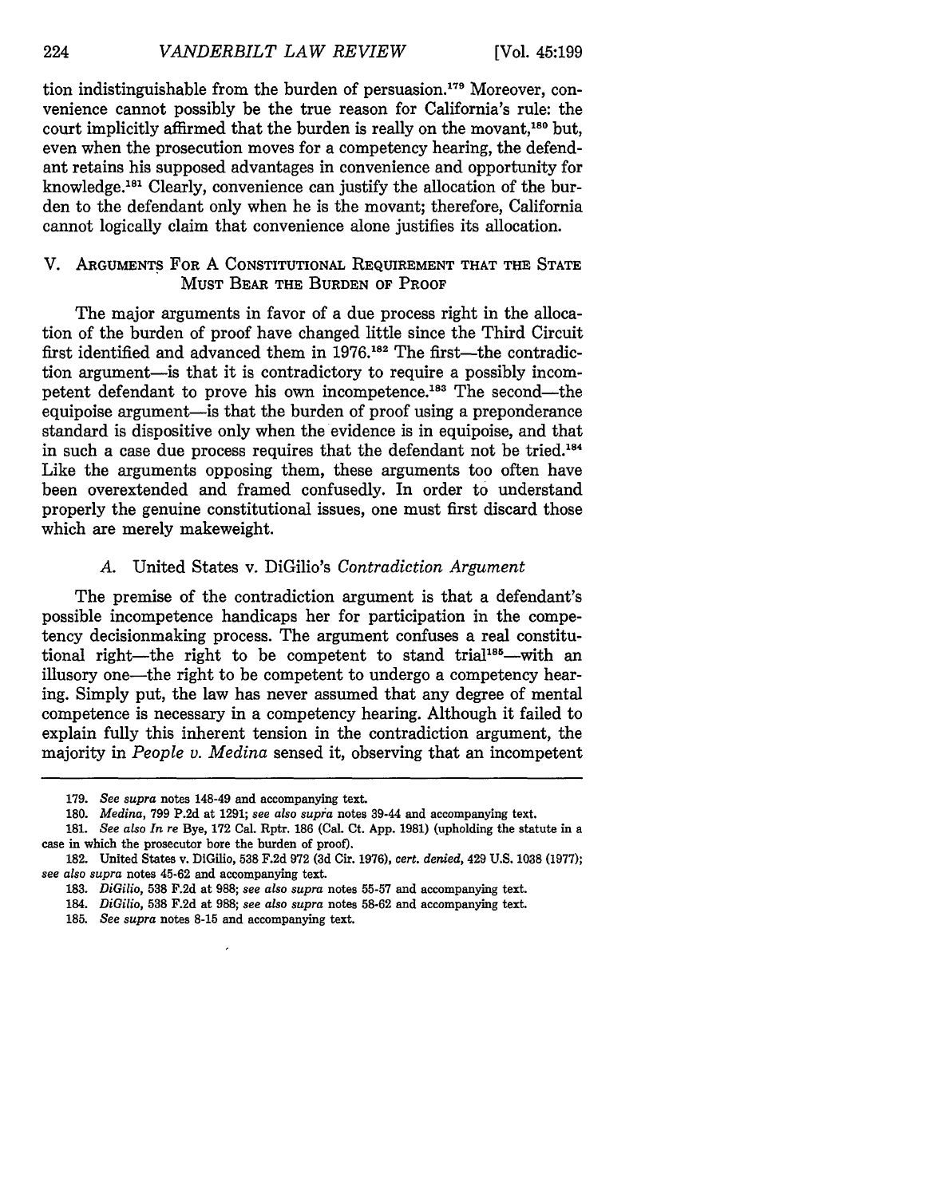tion indistinguishable from the burden of persuasion.[179] Moreover, convenience cannot possibly be the true reason for California's rule: the court implicitly affirmed that the burden is really on the movant,[180] but, even when the prosecution moves for a competency hearing, the defendant retains his supposed advantages in convenience and opportunity for knowledge.[181] Clearly, convenience can justify the allocation of the burden to the defendant only when he is the movant; therefore, California cannot logically claim that convenience alone justifies its allocation.

## V. Arguments For A Constitutional Requirement that the State Must Bear the Burden of Proof

The major arguments in favor of a due process right in the allocation of the burden of proof have changed little since the Third Circuit first identified and advanced them in 1976.[182] The first—the contradiction argument—is that it is contradictory to require a possibly incompetent defendant to prove his own incompetence.[183] The second—the equipoise argument—is that the burden of proof using a preponderance standard is dispositive only when the evidence is in equipoise, and that in such a case due process requires that the defendant not be tried.[184] Like the arguments opposing them, these arguments too often have been overextended and framed confusedly. In order to understand properly the genuine constitutional issues, one must first discard those which are merely makeweight.

### A. United States v. DiGilio's *Contradiction Argument*

The premise of the contradiction argument is that a defendant's possible incompetence handicaps her for participation in the competency decisionmaking process. The argument confuses a real constitutional right—the right to be competent to stand trial[185]—with an illusory one—the right to be competent to undergo a competency hearing. Simply put, the law has never assumed that any degree of mental competence is necessary in a competency hearing. Although it failed to explain fully this inherent tension in the contradiction argument, the majority in *People v. Medina* sensed it, observing that an incompetent

---

179. *See supra* notes 148-49 and accompanying text.

180. *Medina*, 799 P.2d at 1291; *see also supra* notes 39-44 and accompanying text.

181. *See also In re* Bye, 172 Cal. Rptr. 186 (Cal. Ct. App. 1981) (upholding the statute in a case in which the prosecutor bore the burden of proof).

182. United States v. DiGilio, 538 F.2d 972 (3d Cir. 1976), *cert. denied*, 429 U.S. 1038 (1977); *see also supra* notes 45-62 and accompanying text.

183. *DiGilio*, 538 F.2d at 988; *see also supra* notes 55-57 and accompanying text.

184. *DiGilio*, 538 F.2d at 988; *see also supra* notes 58-62 and accompanying text.

185. *See supra* notes 8-15 and accompanying text.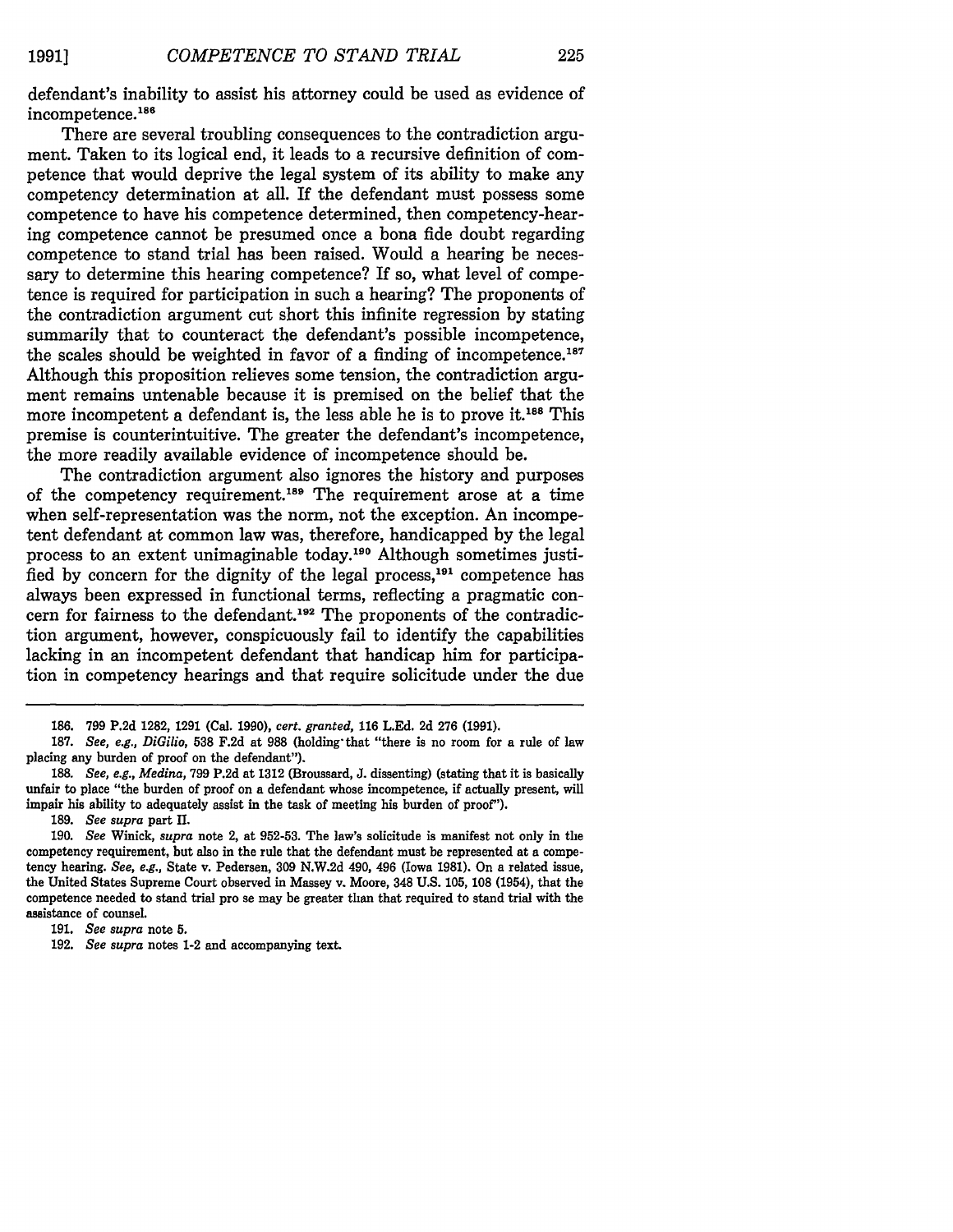defendant's inability to assist his attorney could be used as evidence of incompetence.[186]

There are several troubling consequences to the contradiction argument. Taken to its logical end, it leads to a recursive definition of competence that would deprive the legal system of its ability to make any competency determination at all. If the defendant must possess some competence to have his competence determined, then competency-hearing competence cannot be presumed once a bona fide doubt regarding competence to stand trial has been raised. Would a hearing be necessary to determine this hearing competence? If so, what level of competence is required for participation in such a hearing? The proponents of the contradiction argument cut short this infinite regression by stating summarily that to counteract the defendant's possible incompetence, the scales should be weighted in favor of a finding of incompetence.[187] Although this proposition relieves some tension, the contradiction argument remains untenable because it is premised on the belief that the more incompetent a defendant is, the less able he is to prove it.[188] This premise is counterintuitive. The greater the defendant's incompetence, the more readily available evidence of incompetence should be.

The contradiction argument also ignores the history and purposes of the competency requirement.[189] The requirement arose at a time when self-representation was the norm, not the exception. An incompetent defendant at common law was, therefore, handicapped by the legal process to an extent unimaginable today.[190] Although sometimes justified by concern for the dignity of the legal process,[191] competence has always been expressed in functional terms, reflecting a pragmatic concern for fairness to the defendant.[192] The proponents of the contradiction argument, however, conspicuously fail to identify the capabilities lacking in an incompetent defendant that handicap him for participation in competency hearings and that require solicitude under the due

---

186. 799 P.2d 1282, 1291 (Cal. 1990), *cert. granted*, 116 L.Ed. 2d 276 (1991).

187. *See, e.g., DiGilio*, 538 F.2d at 988 (holding that "there is no room for a rule of law placing any burden of proof on the defendant").

188. *See, e.g., Medina*, 799 P.2d at 1312 (Broussard, J. dissenting) (stating that it is basically unfair to place "the burden of proof on a defendant whose incompetence, if actually present, will impair his ability to adequately assist in the task of meeting his burden of proof").

189. *See supra* part II.

190. *See* Winick, *supra* note 2, at 952-53. The law's solicitude is manifest not only in the competency requirement, but also in the rule that the defendant must be represented at a competency hearing. *See, e.g.*, State v. Pedersen, 309 N.W.2d 490, 496 (Iowa 1981). On a related issue, the United States Supreme Court observed in Massey v. Moore, 348 U.S. 105, 108 (1954), that the competence needed to stand trial pro se may be greater than that required to stand trial with the assistance of counsel.

191. *See supra* note 5.

192. *See supra* notes 1-2 and accompanying text.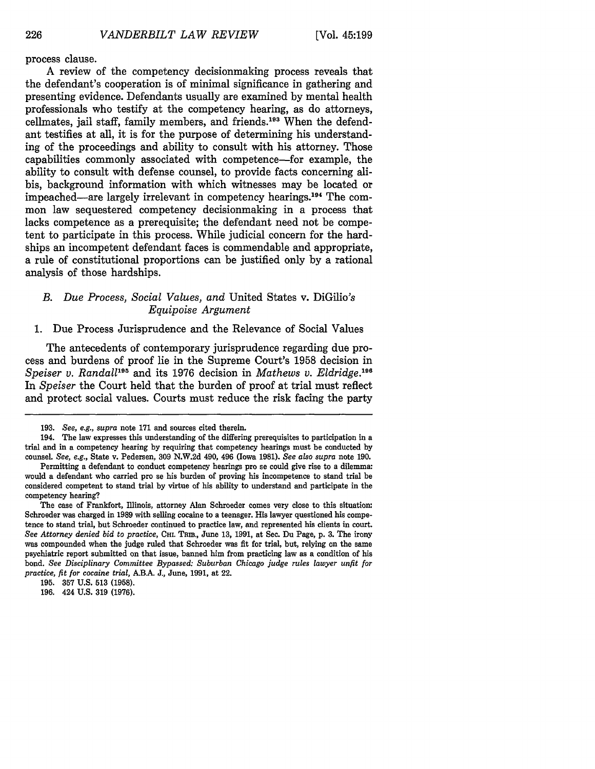process clause.

A review of the competency decisionmaking process reveals that the defendant's cooperation is of minimal significance in gathering and presenting evidence. Defendants usually are examined by mental health professionals who testify at the competency hearing, as do attorneys, cellmates, jail staff, family members, and friends.[193] When the defendant testifies at all, it is for the purpose of determining his understanding of the proceedings and ability to consult with his attorney. Those capabilities commonly associated with competence—for example, the ability to consult with defense counsel, to provide facts concerning alibis, background information with which witnesses may be located or impeached—are largely irrelevant in competency hearings.[194] The common law sequestered competency decisionmaking in a process that lacks competence as a prerequisite; the defendant need not be competent to participate in this process. While judicial concern for the hardships an incompetent defendant faces is commendable and appropriate, a rule of constitutional proportions can be justified only by a rational analysis of those hardships.

### *B. Due Process, Social Values, and* United States v. DiGilio's *Equipoise Argument*

#### 1. Due Process Jurisprudence and the Relevance of Social Values

The antecedents of contemporary jurisprudence regarding due process and burdens of proof lie in the Supreme Court's 1958 decision in *Speiser v. Randall*[195] and its 1976 decision in *Mathews v. Eldridge*.[196] In *Speiser* the Court held that the burden of proof at trial must reflect and protect social values. Courts must reduce the risk facing the party

---

193. *See, e.g., supra* note 171 and sources cited therein.

194. The law expresses this understanding of the differing prerequisites to participation in a trial and in a competency hearing by requiring that competency hearings must be conducted by counsel. *See, e.g.,* State v. Pedersen, 309 N.W.2d 490, 496 (Iowa 1981). *See also supra* note 190.

Permitting a defendant to conduct competency hearings pro se could give rise to a dilemma: would a defendant who carried pro se his burden of proving his incompetence to stand trial be considered competent to stand trial by virtue of his ability to understand and participate in the competency hearing?

The case of Frankfort, Illinois, attorney Alan Schroeder comes very close to this situation: Schroeder was charged in 1989 with selling cocaine to a teenager. His lawyer questioned his competence to stand trial, but Schroeder continued to practice law, and represented his clients in court. *See Attorney denied bid to practice*, CHI. TRIB., June 13, 1991, at Sec. Du Page, p. 3. The irony was compounded when the judge ruled that Schroeder was fit for trial, but, relying on the same psychiatric report submitted on that issue, banned him from practicing law as a condition of his bond. *See Disciplinary Committee Bypassed: Suburban Chicago judge rules lawyer unfit for practice, fit for cocaine trial*, A.B.A. J., June, 1991, at 22.

195. 357 U.S. 513 (1958).

196. 424 U.S. 319 (1976).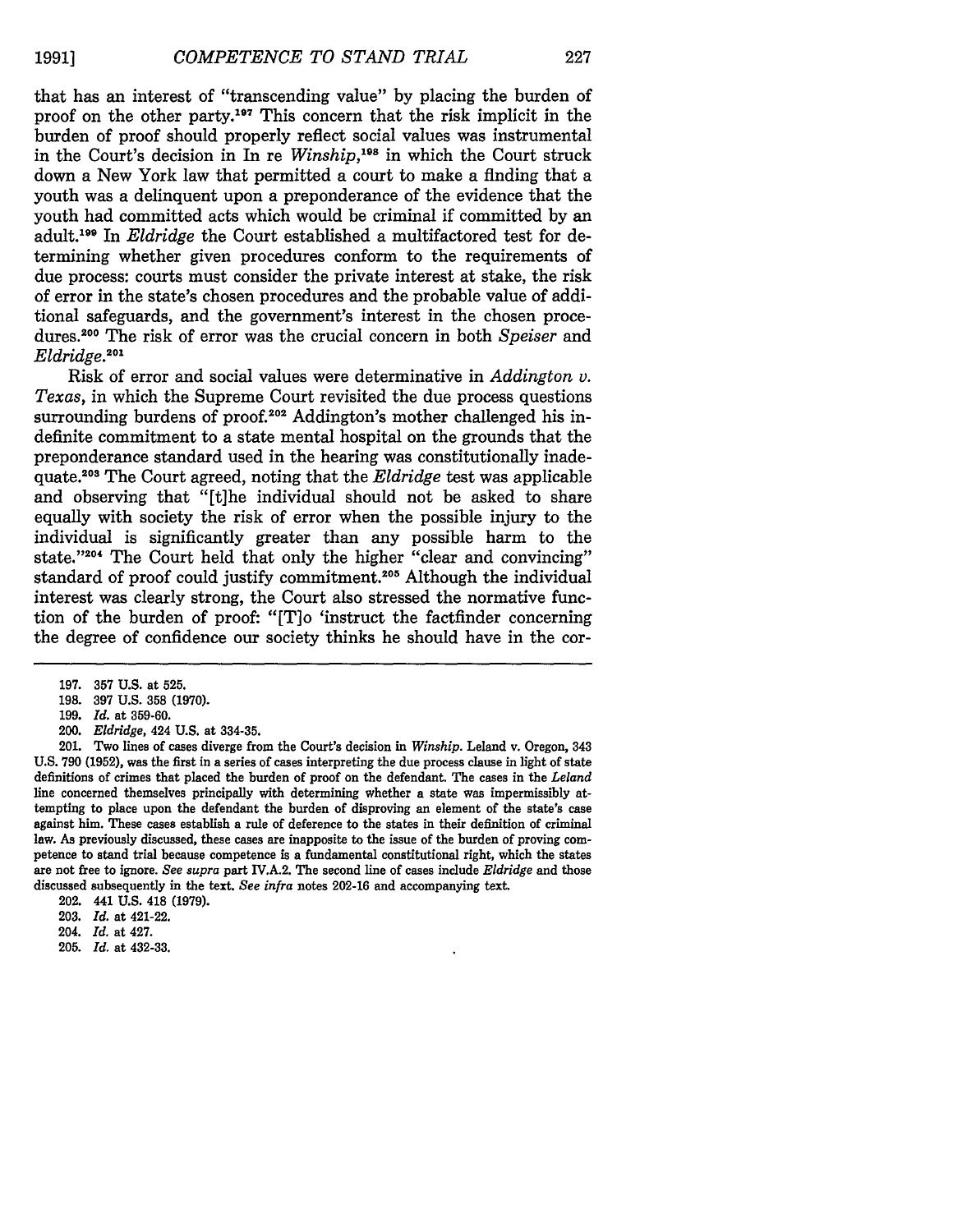that has an interest of "transcending value" by placing the burden of proof on the other party.[197] This concern that the risk implicit in the burden of proof should properly reflect social values was instrumental in the Court's decision in In re *Winship*,[198] in which the Court struck down a New York law that permitted a court to make a finding that a youth was a delinquent upon a preponderance of the evidence that the youth had committed acts which would be criminal if committed by an adult.[199] In *Eldridge* the Court established a multifactored test for determining whether given procedures conform to the requirements of due process: courts must consider the private interest at stake, the risk of error in the state's chosen procedures and the probable value of additional safeguards, and the government's interest in the chosen procedures.[200] The risk of error was the crucial concern in both *Speiser* and *Eldridge*.[201]

Risk of error and social values were determinative in *Addington v. Texas*, in which the Supreme Court revisited the due process questions surrounding burdens of proof.[202] Addington's mother challenged his indefinite commitment to a state mental hospital on the grounds that the preponderance standard used in the hearing was constitutionally inadequate.[203] The Court agreed, noting that the *Eldridge* test was applicable and observing that "[t]he individual should not be asked to share equally with society the risk of error when the possible injury to the individual is significantly greater than any possible harm to the state."[204] The Court held that only the higher "clear and convincing" standard of proof could justify commitment.[205] Although the individual interest was clearly strong, the Court also stressed the normative function of the burden of proof: "[T]o 'instruct the factfinder concerning the degree of confidence our society thinks he should have in the cor-

---

197. 357 U.S. at 525.

198. 397 U.S. 358 (1970).

199. *Id.* at 359-60.

200. *Eldridge*, 424 U.S. at 334-35.

201. Two lines of cases diverge from the Court's decision in *Winship*. Leland v. Oregon, 343 U.S. 790 (1952), was the first in a series of cases interpreting the due process clause in light of state definitions of crimes that placed the burden of proof on the defendant. The cases in the *Leland* line concerned themselves principally with determining whether a state was impermissibly attempting to place upon the defendant the burden of disproving an element of the state's case against him. These cases establish a rule of deference to the states in their definition of criminal law. As previously discussed, these cases are inapposite to the issue of the burden of proving competence to stand trial because competence is a fundamental constitutional right, which the states are not free to ignore. *See supra* part IV.A.2. The second line of cases include *Eldridge* and those discussed subsequently in the text. *See infra* notes 202-16 and accompanying text.

202. 441 U.S. 418 (1979).

203. *Id.* at 421-22.

204. *Id.* at 427.

205. *Id.* at 432-33.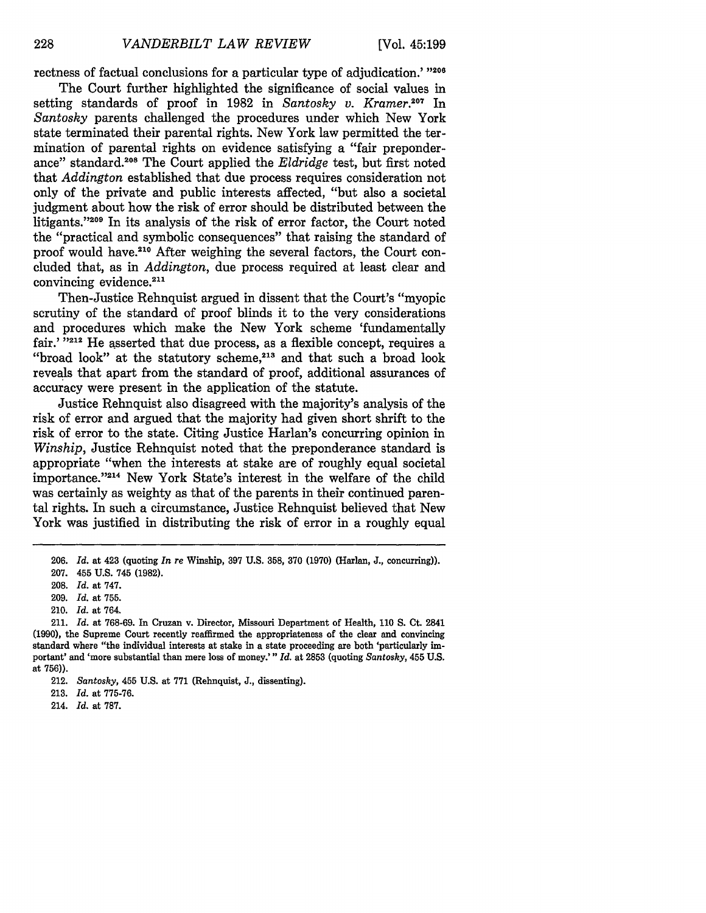rectness of factual conclusions for a particular type of adjudication.' "[206]

The Court further highlighted the significance of social values in setting standards of proof in 1982 in *Santosky v. Kramer*.[207] In *Santosky* parents challenged the procedures under which New York state terminated their parental rights. New York law permitted the termination of parental rights on evidence satisfying a "fair preponderance" standard.[208] The Court applied the *Eldridge* test, but first noted that *Addington* established that due process requires consideration not only of the private and public interests affected, "but also a societal judgment about how the risk of error should be distributed between the litigants."[209] In its analysis of the risk of error factor, the Court noted the "practical and symbolic consequences" that raising the standard of proof would have.[210] After weighing the several factors, the Court concluded that, as in *Addington*, due process required at least clear and convincing evidence.[211]

Then-Justice Rehnquist argued in dissent that the Court's "myopic scrutiny of the standard of proof blinds it to the very considerations and procedures which make the New York scheme 'fundamentally fair.' "[212] He asserted that due process, as a flexible concept, requires a "broad look" at the statutory scheme,[213] and that such a broad look reveals that apart from the standard of proof, additional assurances of accuracy were present in the application of the statute.

Justice Rehnquist also disagreed with the majority's analysis of the risk of error and argued that the majority had given short shrift to the risk of error to the state. Citing Justice Harlan's concurring opinion in *Winship*, Justice Rehnquist noted that the preponderance standard is appropriate "when the interests at stake are of roughly equal societal importance."[214] New York State's interest in the welfare of the child was certainly as weighty as that of the parents in their continued parental rights. In such a circumstance, Justice Rehnquist believed that New York was justified in distributing the risk of error in a roughly equal

---

206. *Id.* at 423 (quoting *In re* Winship, 397 U.S. 358, 370 (1970) (Harlan, J., concurring)).

207. 455 U.S. 745 (1982).

208. *Id.* at 747.

209. *Id.* at 755.

210. *Id.* at 764.

211. *Id.* at 768-69. In Cruzan v. Director, Missouri Department of Health, 110 S. Ct. 2841 (1990), the Supreme Court recently reaffirmed the appropriateness of the clear and convincing standard where "the individual interests at stake in a state proceeding are both 'particularly important' and 'more substantial than mere loss of money.' " *Id.* at 2853 (quoting *Santosky*, 455 U.S. at 756)).

212. *Santosky*, 455 U.S. at 771 (Rehnquist, J., dissenting).

213. *Id.* at 775-76.

214. *Id.* at 787.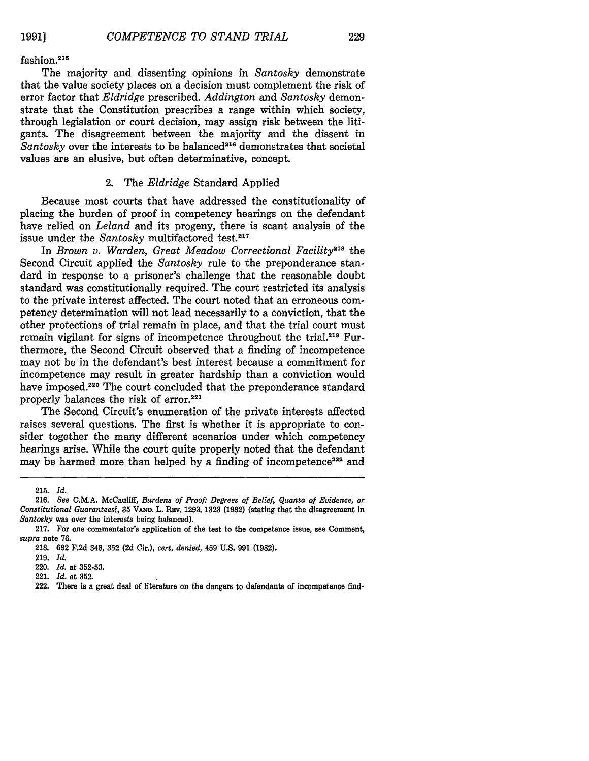fashion.[215]

The majority and dissenting opinions in *Santosky* demonstrate that the value society places on a decision must complement the risk of error factor that *Eldridge* prescribed. *Addington* and *Santosky* demonstrate that the Constitution prescribes a range within which society, through legislation or court decision, may assign risk between the litigants. The disagreement between the majority and the dissent in *Santosky* over the interests to be balanced[216] demonstrates that societal values are an elusive, but often determinative, concept.

### 2. The *Eldridge* Standard Applied

Because most courts that have addressed the constitutionality of placing the burden of proof in competency hearings on the defendant have relied on *Leland* and its progeny, there is scant analysis of the issue under the *Santosky* multifactored test.[217]

In *Brown v. Warden, Great Meadow Correctional Facility*[218] the Second Circuit applied the *Santosky* rule to the preponderance standard in response to a prisoner's challenge that the reasonable doubt standard was constitutionally required. The court restricted its analysis to the private interest affected. The court noted that an erroneous competency determination will not lead necessarily to a conviction, that the other protections of trial remain in place, and that the trial court must remain vigilant for signs of incompetence throughout the trial.[219] Furthermore, the Second Circuit observed that a finding of incompetence may not be in the defendant's best interest because a commitment for incompetence may result in greater hardship than a conviction would have imposed.[220] The court concluded that the preponderance standard properly balances the risk of error.[221]

The Second Circuit's enumeration of the private interests affected raises several questions. The first is whether it is appropriate to consider together the many different scenarios under which competency hearings arise. While the court quite properly noted that the defendant may be harmed more than helped by a finding of incompetence[222] and

---

215. *Id.*

216. *See* C.M.A. McCauliff, *Burdens of Proof: Degrees of Belief, Quanta of Evidence, or Constitutional Guarantees?*, 35 VAND. L. REV. 1293, 1323 (1982) (stating that the disagreement in *Santosky* was over the interests being balanced).

217. For one commentator's application of the test to the competence issue, see Comment, *supra* note 76.

218. 682 F.2d 348, 352 (2d Cir.), *cert. denied*, 459 U.S. 991 (1982).

219. *Id.*

220. *Id.* at 352-53.

221. *Id.* at 352.

222. There is a great deal of literature on the dangers to defendants of incompetence find-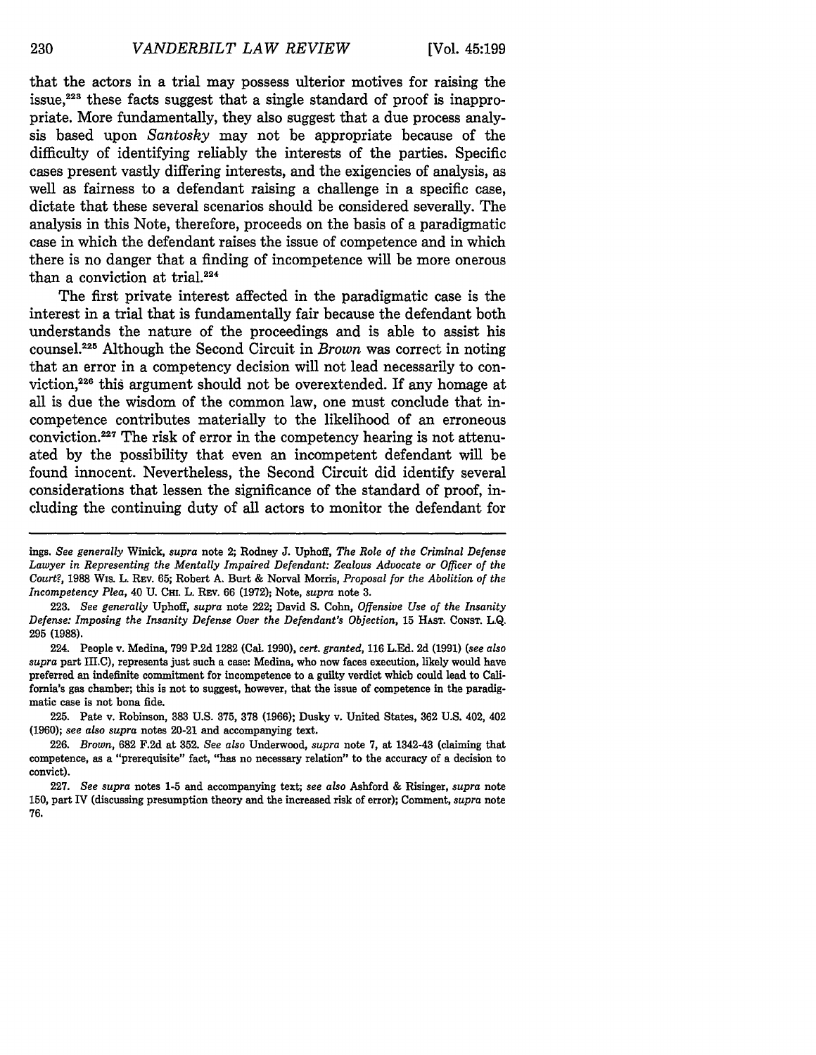that the actors in a trial may possess ulterior motives for raising the issue,[223] these facts suggest that a single standard of proof is inappropriate. More fundamentally, they also suggest that a due process analysis based upon *Santosky* may not be appropriate because of the difficulty of identifying reliably the interests of the parties. Specific cases present vastly differing interests, and the exigencies of analysis, as well as fairness to a defendant raising a challenge in a specific case, dictate that these several scenarios should be considered severally. The analysis in this Note, therefore, proceeds on the basis of a paradigmatic case in which the defendant raises the issue of competence and in which there is no danger that a finding of incompetence will be more onerous than a conviction at trial.[224]

The first private interest affected in the paradigmatic case is the interest in a trial that is fundamentally fair because the defendant both understands the nature of the proceedings and is able to assist his counsel.[225] Although the Second Circuit in *Brown* was correct in noting that an error in a competency decision will not lead necessarily to conviction,[226] this argument should not be overextended. If any homage at all is due the wisdom of the common law, one must conclude that incompetence contributes materially to the likelihood of an erroneous conviction.[227] The risk of error in the competency hearing is not attenuated by the possibility that even an incompetent defendant will be found innocent. Nevertheless, the Second Circuit did identify several considerations that lessen the significance of the standard of proof, including the continuing duty of all actors to monitor the defendant for

---

ings. *See generally* Winick, *supra* note 2; Rodney J. Uphoff, *The Role of the Criminal Defense Lawyer in Representing the Mentally Impaired Defendant: Zealous Advocate or Officer of the Court?*, 1988 WIS. L. REV. 65; Robert A. Burt & Norval Morris, *Proposal for the Abolition of the Incompetency Plea*, 40 U. CHI. L. REV. 66 (1972); Note, *supra* note 3.

223. *See generally* Uphoff, *supra* note 222; David S. Cohn, *Offensive Use of the Insanity Defense: Imposing the Insanity Defense Over the Defendant's Objection*, 15 HAST. CONST. L.Q. 295 (1988).

224. People v. Medina, 799 P.2d 1282 (Cal. 1990), *cert. granted*, 116 L.Ed. 2d (1991) (*see also supra* part III.C), represents just such a case: Medina, who now faces execution, likely would have preferred an indefinite commitment for incompetence to a guilty verdict which could lead to California's gas chamber; this is not to suggest, however, that the issue of competence in the paradigmatic case is not bona fide.

225. Pate v. Robinson, 383 U.S. 375, 378 (1966); Dusky v. United States, 362 U.S. 402, 402 (1960); *see also supra* notes 20-21 and accompanying text.

226. *Brown*, 682 F.2d at 352. *See also* Underwood, *supra* note 7, at 1342-43 (claiming that competence, as a "prerequisite" fact, "has no necessary relation" to the accuracy of a decision to convict).

227. *See supra* notes 1-5 and accompanying text; *see also* Ashford & Risinger, *supra* note 150, part IV (discussing presumption theory and the increased risk of error); Comment, *supra* note 76.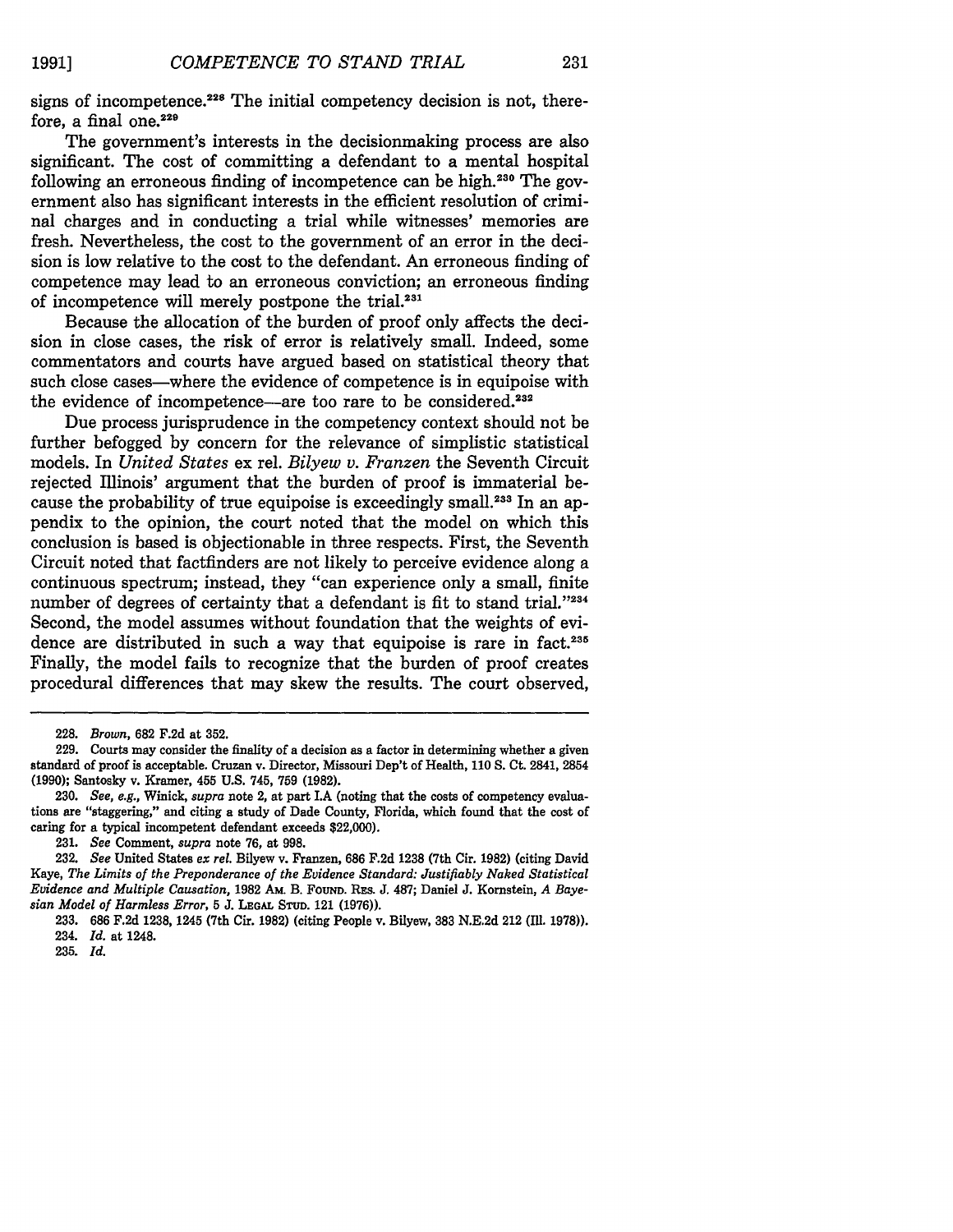signs of incompetence.[228] The initial competency decision is not, therefore, a final one.[229]

The government's interests in the decisionmaking process are also significant. The cost of committing a defendant to a mental hospital following an erroneous finding of incompetence can be high.[230] The government also has significant interests in the efficient resolution of criminal charges and in conducting a trial while witnesses' memories are fresh. Nevertheless, the cost to the government of an error in the decision is low relative to the cost to the defendant. An erroneous finding of competence may lead to an erroneous conviction; an erroneous finding of incompetence will merely postpone the trial.[231]

Because the allocation of the burden of proof only affects the decision in close cases, the risk of error is relatively small. Indeed, some commentators and courts have argued based on statistical theory that such close cases—where the evidence of competence is in equipoise with the evidence of incompetence—are too rare to be considered.[232]

Due process jurisprudence in the competency context should not be further befogged by concern for the relevance of simplistic statistical models. In *United States* ex rel. *Bilyew v. Franzen* the Seventh Circuit rejected Illinois' argument that the burden of proof is immaterial because the probability of true equipoise is exceedingly small.[233] In an appendix to the opinion, the court noted that the model on which this conclusion is based is objectionable in three respects. First, the Seventh Circuit noted that factfinders are not likely to perceive evidence along a continuous spectrum; instead, they "can experience only a small, finite number of degrees of certainty that a defendant is fit to stand trial."[234] Second, the model assumes without foundation that the weights of evidence are distributed in such a way that equipoise is rare in fact.[235] Finally, the model fails to recognize that the burden of proof creates procedural differences that may skew the results. The court observed,

---

228. *Brown*, 682 F.2d at 352.

229. Courts may consider the finality of a decision as a factor in determining whether a given standard of proof is acceptable. Cruzan v. Director, Missouri Dep't of Health, 110 S. Ct. 2841, 2854 (1990); Santosky v. Kramer, 455 U.S. 745, 759 (1982).

230. *See, e.g.,* Winick, *supra* note 2, at part I.A (noting that the costs of competency evaluations are "staggering," and citing a study of Dade County, Florida, which found that the cost of caring for a typical incompetent defendant exceeds $22,000).

231. *See* Comment, *supra* note 76, at 998.

232. *See* United States *ex rel.* Bilyew v. Franzen, 686 F.2d 1238 (7th Cir. 1982) (citing David Kaye, *The Limits of the Preponderance of the Evidence Standard: Justifiably Naked Statistical Evidence and Multiple Causation*, 1982 AM. B. FOUND. RES. J. 487; Daniel J. Kornstein, *A Bayesian Model of Harmless Error*, 5 J. LEGAL STUD. 121 (1976)).

233. 686 F.2d 1238, 1245 (7th Cir. 1982) (citing People v. Bilyew, 383 N.E.2d 212 (Ill. 1978)).

234. *Id.* at 1248.

235. *Id.*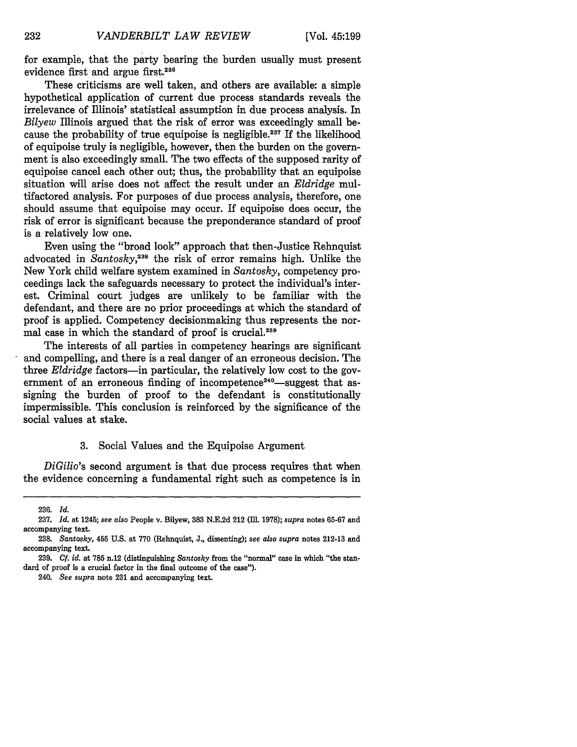for example, that the party bearing the burden usually must present evidence first and argue first.[236]

These criticisms are well taken, and others are available: a simple hypothetical application of current due process standards reveals the irrelevance of Illinois' statistical assumption in due process analysis. In *Bilyew* Illinois argued that the risk of error was exceedingly small because the probability of true equipoise is negligible.[237] If the likelihood of equipoise truly is negligible, however, then the burden on the government is also exceedingly small. The two effects of the supposed rarity of equipoise cancel each other out; thus, the probability that an equipoise situation will arise does not affect the result under an *Eldridge* multifactored analysis. For purposes of due process analysis, therefore, one should assume that equipoise may occur. If equipoise does occur, the risk of error is significant because the preponderance standard of proof is a relatively low one.

Even using the "broad look" approach that then-Justice Rehnquist advocated in *Santosky*,[238] the risk of error remains high. Unlike the New York child welfare system examined in *Santosky*, competency proceedings lack the safeguards necessary to protect the individual's interest. Criminal court judges are unlikely to be familiar with the defendant, and there are no prior proceedings at which the standard of proof is applied. Competency decisionmaking thus represents the normal case in which the standard of proof is crucial.[239]

The interests of all parties in competency hearings are significant and compelling, and there is a real danger of an erroneous decision. The three *Eldridge* factors—in particular, the relatively low cost to the government of an erroneous finding of incompetence[240]—suggest that assigning the burden of proof to the defendant is constitutionally impermissible. This conclusion is reinforced by the significance of the social values at stake.

### 3. Social Values and the Equipoise Argument

*DiGilio*'s second argument is that due process requires that when the evidence concerning a fundamental right such as competence is in

---

236. *Id.*

237. *Id.* at 1245; *see also* People v. Bilyew, 383 N.E.2d 212 (Ill. 1978); *supra* notes 65-67 and accompanying text.

238. *Santosky*, 455 U.S. at 770 (Rehnquist, J., dissenting); *see also supra* notes 212-13 and accompanying text.

239. *Cf. id.* at 785 n.12 (distinguishing *Santosky* from the "normal" case in which "the standard of proof is a crucial factor in the final outcome of the case").

240. *See supra* note 231 and accompanying text.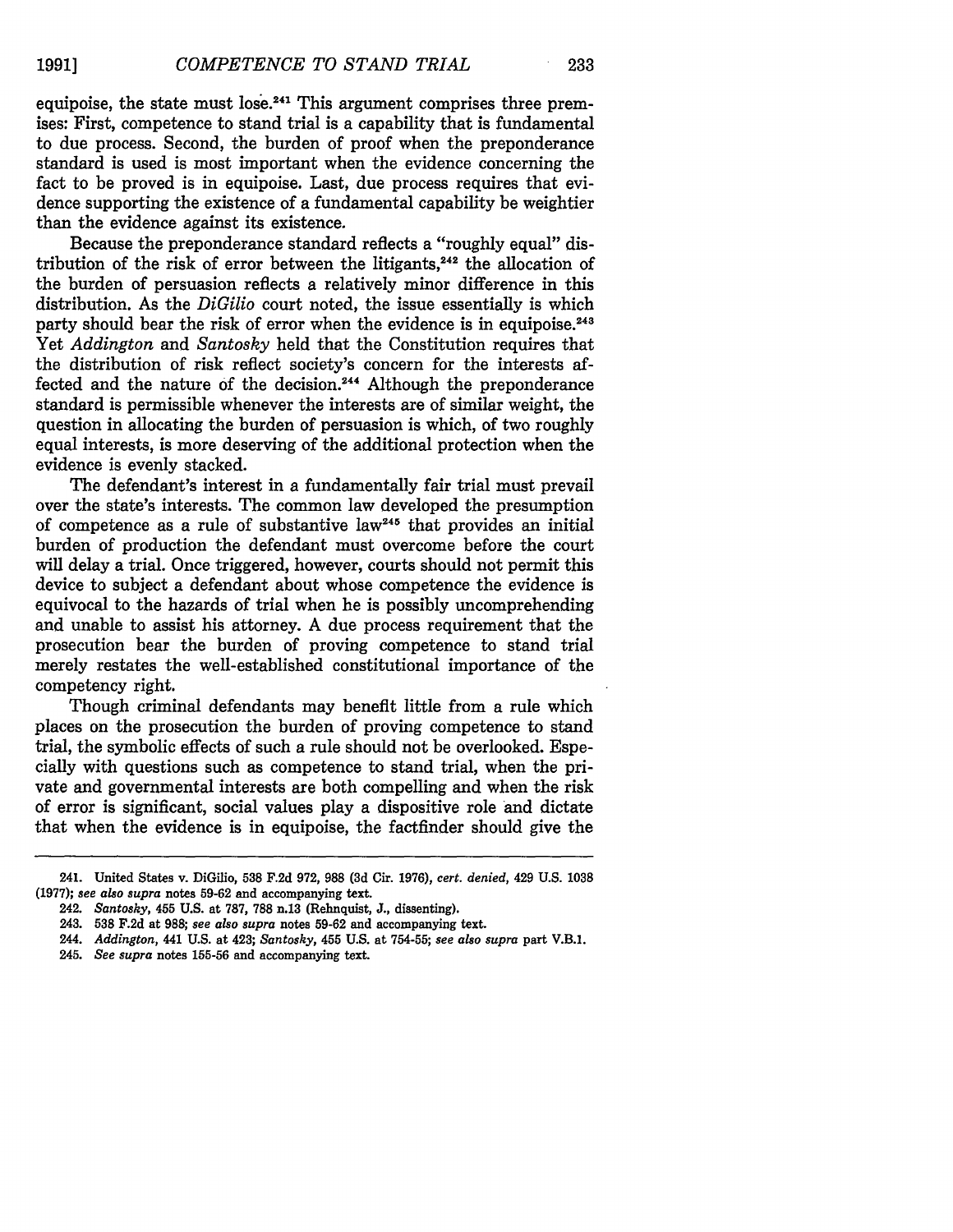equipoise, the state must lose.[241] This argument comprises three premises: First, competence to stand trial is a capability that is fundamental to due process. Second, the burden of proof when the preponderance standard is used is most important when the evidence concerning the fact to be proved is in equipoise. Last, due process requires that evidence supporting the existence of a fundamental capability be weightier than the evidence against its existence.

Because the preponderance standard reflects a "roughly equal" distribution of the risk of error between the litigants,[242] the allocation of the burden of persuasion reflects a relatively minor difference in this distribution. As the *DiGilio* court noted, the issue essentially is which party should bear the risk of error when the evidence is in equipoise.[243] Yet *Addington* and *Santosky* held that the Constitution requires that the distribution of risk reflect society's concern for the interests affected and the nature of the decision.[244] Although the preponderance standard is permissible whenever the interests are of similar weight, the question in allocating the burden of persuasion is which, of two roughly equal interests, is more deserving of the additional protection when the evidence is evenly stacked.

The defendant's interest in a fundamentally fair trial must prevail over the state's interests. The common law developed the presumption of competence as a rule of substantive law[245] that provides an initial burden of production the defendant must overcome before the court will delay a trial. Once triggered, however, courts should not permit this device to subject a defendant about whose competence the evidence is equivocal to the hazards of trial when he is possibly uncomprehending and unable to assist his attorney. A due process requirement that the prosecution bear the burden of proving competence to stand trial merely restates the well-established constitutional importance of the competency right.

Though criminal defendants may benefit little from a rule which places on the prosecution the burden of proving competence to stand trial, the symbolic effects of such a rule should not be overlooked. Especially with questions such as competence to stand trial, when the private and governmental interests are both compelling and when the risk of error is significant, social values play a dispositive role and dictate that when the evidence is in equipoise, the factfinder should give the

241. United States v. DiGilio, 538 F.2d 972, 988 (3d Cir. 1976), *cert. denied*, 429 U.S. 1038 (1977); *see also supra* notes 59-62 and accompanying text.

242. *Santosky*, 455 U.S. at 787, 788 n.13 (Rehnquist, J., dissenting).

243. 538 F.2d at 988; *see also supra* notes 59-62 and accompanying text.

244. *Addington*, 441 U.S. at 423; *Santosky*, 455 U.S. at 754-55; *see also supra* part V.B.1.

245. *See supra* notes 155-56 and accompanying text.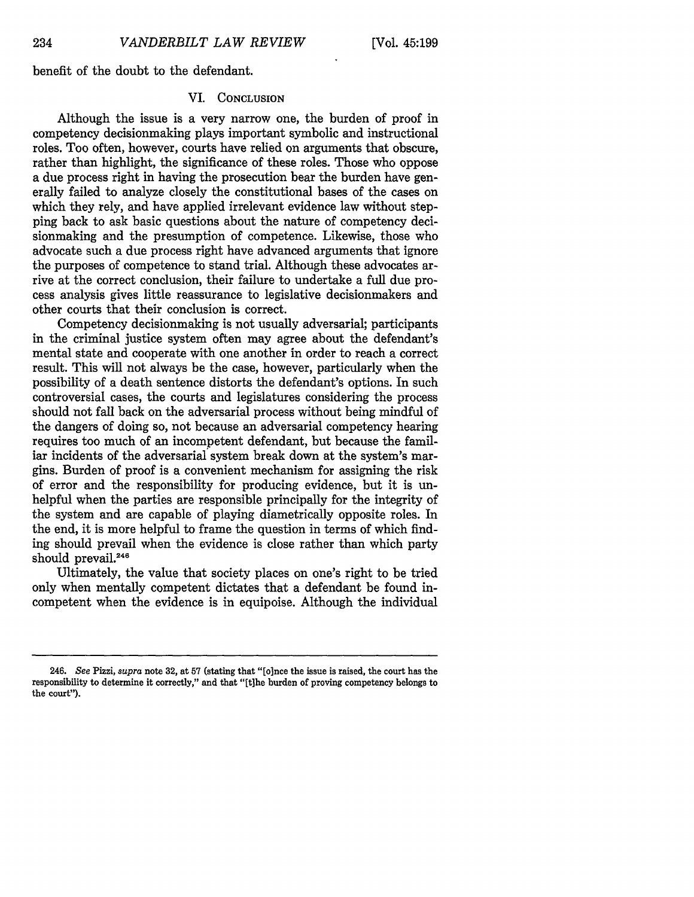benefit of the doubt to the defendant.

## VI. Conclusion

Although the issue is a very narrow one, the burden of proof in competency decisionmaking plays important symbolic and instructional roles. Too often, however, courts have relied on arguments that obscure, rather than highlight, the significance of these roles. Those who oppose a due process right in having the prosecution bear the burden have generally failed to analyze closely the constitutional bases of the cases on which they rely, and have applied irrelevant evidence law without stepping back to ask basic questions about the nature of competency decisionmaking and the presumption of competence. Likewise, those who advocate such a due process right have advanced arguments that ignore the purposes of competence to stand trial. Although these advocates arrive at the correct conclusion, their failure to undertake a full due process analysis gives little reassurance to legislative decisionmakers and other courts that their conclusion is correct.

Competency decisionmaking is not usually adversarial; participants in the criminal justice system often may agree about the defendant's mental state and cooperate with one another in order to reach a correct result. This will not always be the case, however, particularly when the possibility of a death sentence distorts the defendant's options. In such controversial cases, the courts and legislatures considering the process should not fall back on the adversarial process without being mindful of the dangers of doing so, not because an adversarial competency hearing requires too much of an incompetent defendant, but because the familiar incidents of the adversarial system break down at the system's margins. Burden of proof is a convenient mechanism for assigning the risk of error and the responsibility for producing evidence, but it is unhelpful when the parties are responsible principally for the integrity of the system and are capable of playing diametrically opposite roles. In the end, it is more helpful to frame the question in terms of which finding should prevail when the evidence is close rather than which party should prevail.[246]

Ultimately, the value that society places on one's right to be tried only when mentally competent dictates that a defendant be found incompetent when the evidence is in equipoise. Although the individual

---

246. *See* Pizzi, *supra* note 32, at 57 (stating that "[o]nce the issue is raised, the court has the responsibility to determine it correctly," and that "[t]he burden of proving competency belongs to the court").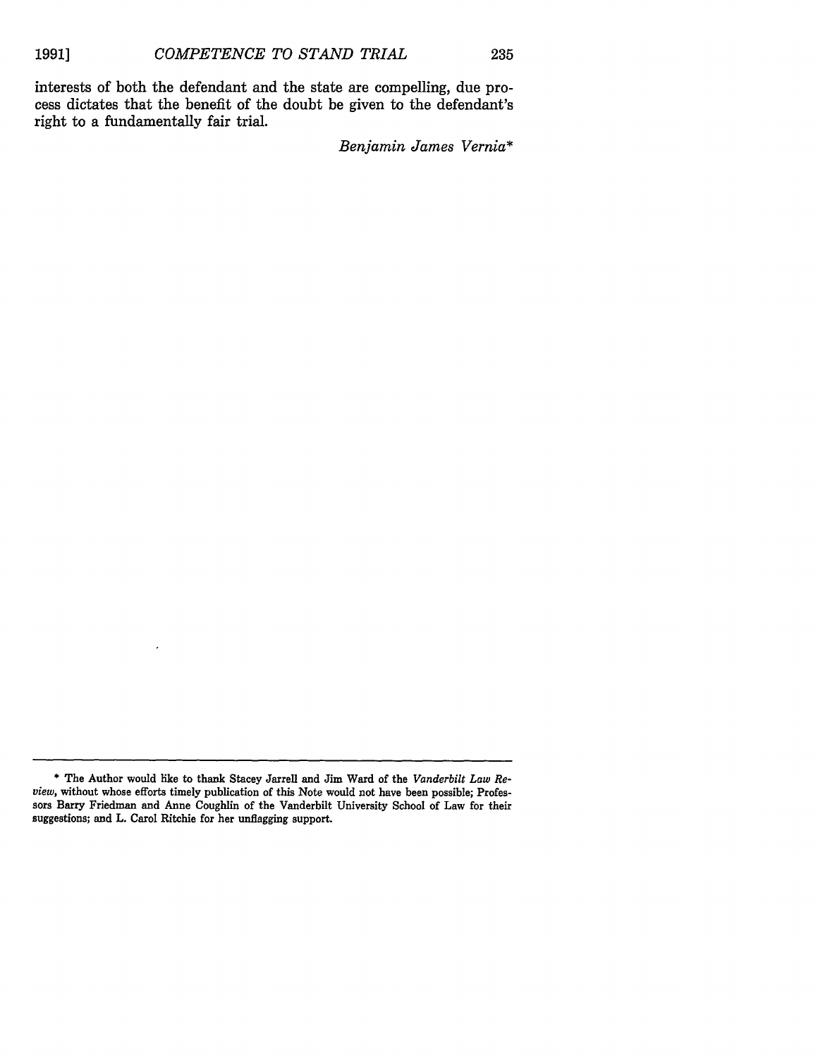interests of both the defendant and the state are compelling, due process dictates that the benefit of the doubt be given to the defendant's right to a fundamentally fair trial.

*Benjamin James Vernia**

---

* The Author would like to thank Stacey Jarrell and Jim Ward of the *Vanderbilt Law Review*, without whose efforts timely publication of this Note would not have been possible; Professors Barry Friedman and Anne Coughlin of the Vanderbilt University School of Law for their suggestions; and L. Carol Ritchie for her unflagging support.